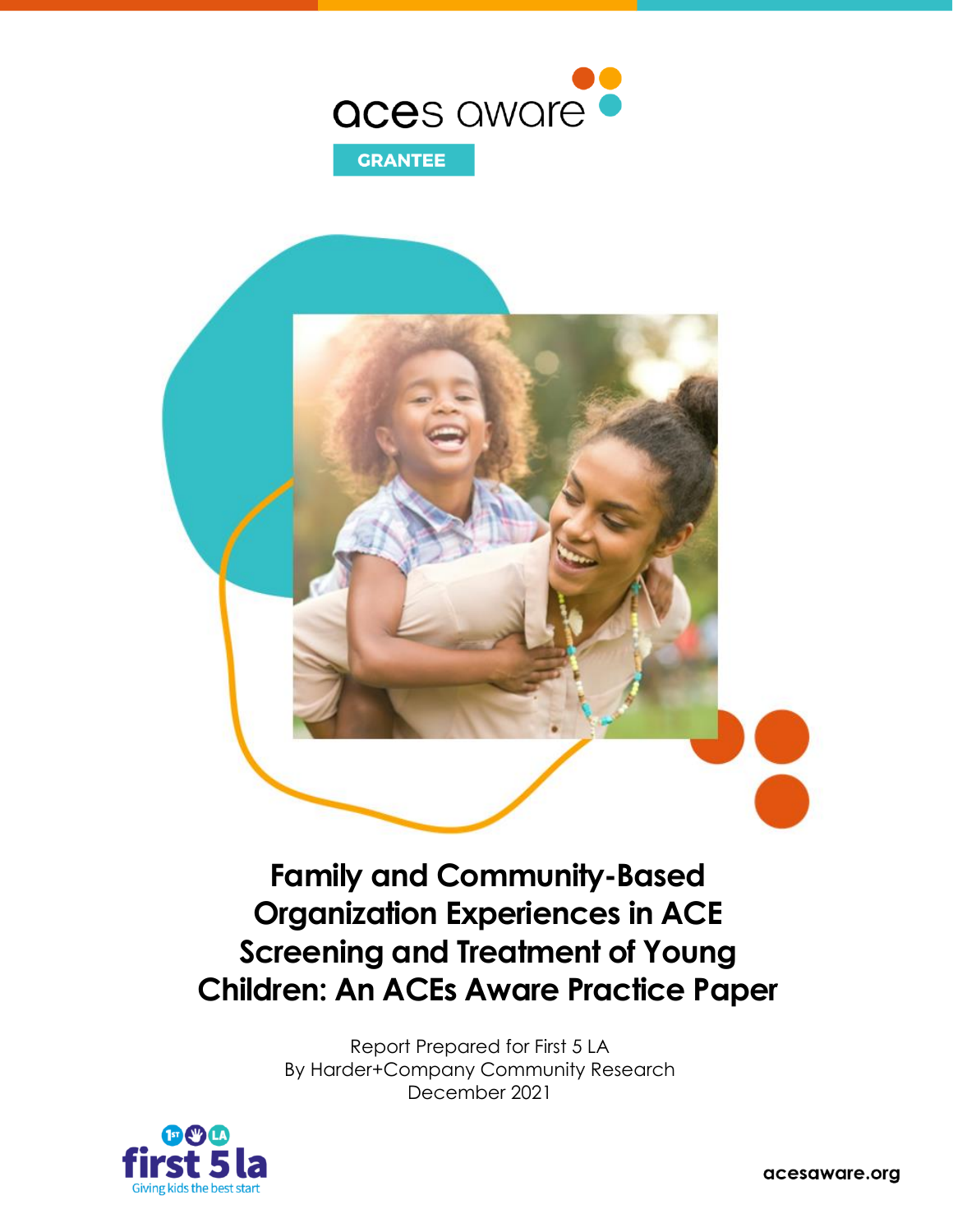aces aware

GRANTEE

# Family and Community-Based Organization Experiences in ACE Screening and Treatment of Young Children: An ACEs Aware Practice Paper

Report Prepared for First 5 LA
By Harder+Company Community Research
December 2021

first 5 la
Giving kids the best start

acesaware.org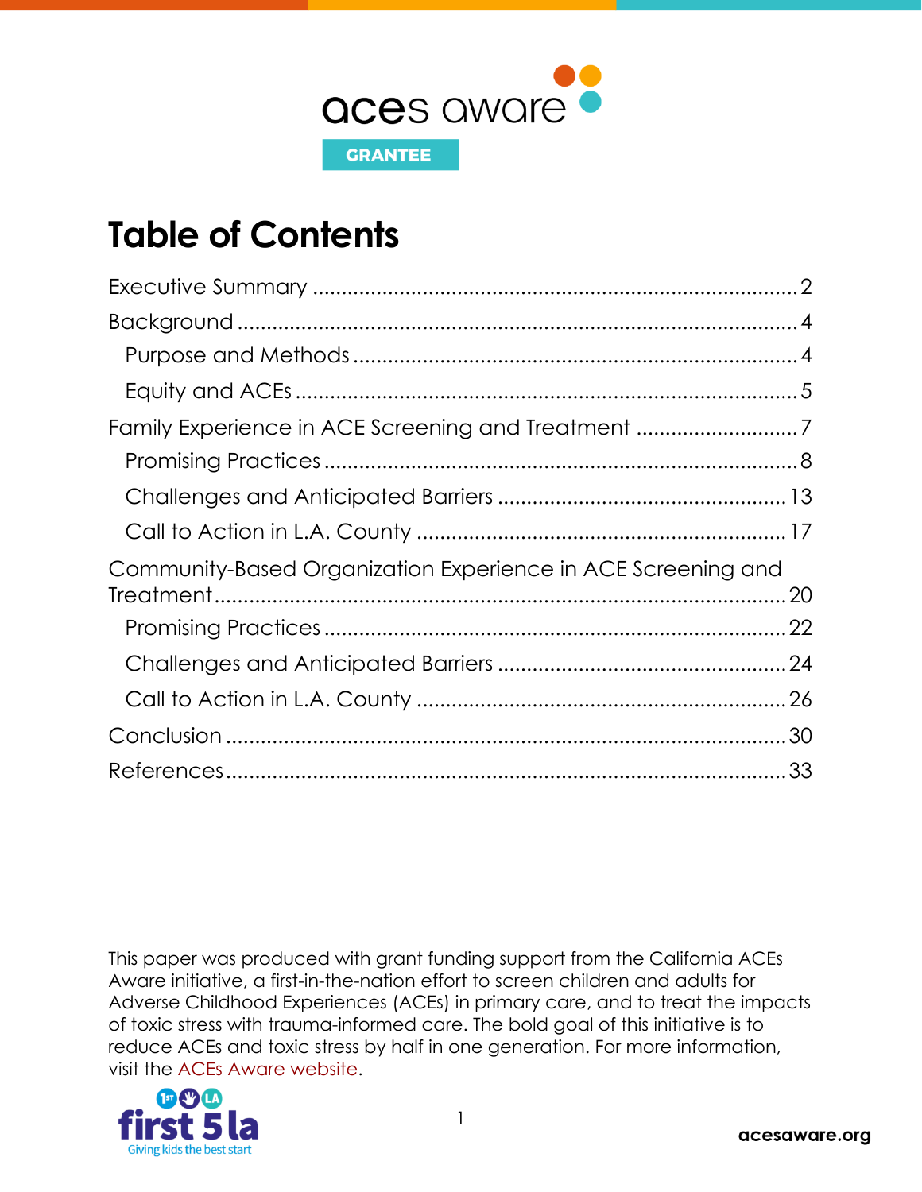aces aware

GRANTEE

# Table of Contents

- Executive Summary ........................................ 2
- Background ........................................ 4
  - Purpose and Methods ........................................ 4
  - Equity and ACEs ........................................ 5
- Family Experience in ACE Screening and Treatment ........................................ 7
  - Promising Practices ........................................ 8
  - Challenges and Anticipated Barriers ........................................ 13
  - Call to Action in L.A. County ........................................ 17
- Community-Based Organization Experience in ACE Screening and Treatment ........................................ 20
  - Promising Practices ........................................ 22
  - Challenges and Anticipated Barriers ........................................ 24
  - Call to Action in L.A. County ........................................ 26
- Conclusion ........................................ 30
- References ........................................ 33

This paper was produced with grant funding support from the California ACEs Aware initiative, a first-in-the-nation effort to screen children and adults for Adverse Childhood Experiences (ACEs) in primary care, and to treat the impacts of toxic stress with trauma-informed care. The bold goal of this initiative is to reduce ACEs and toxic stress by half in one generation. For more information, visit the ACEs Aware website.

first 5 la
Giving kids the best start

acesaware.org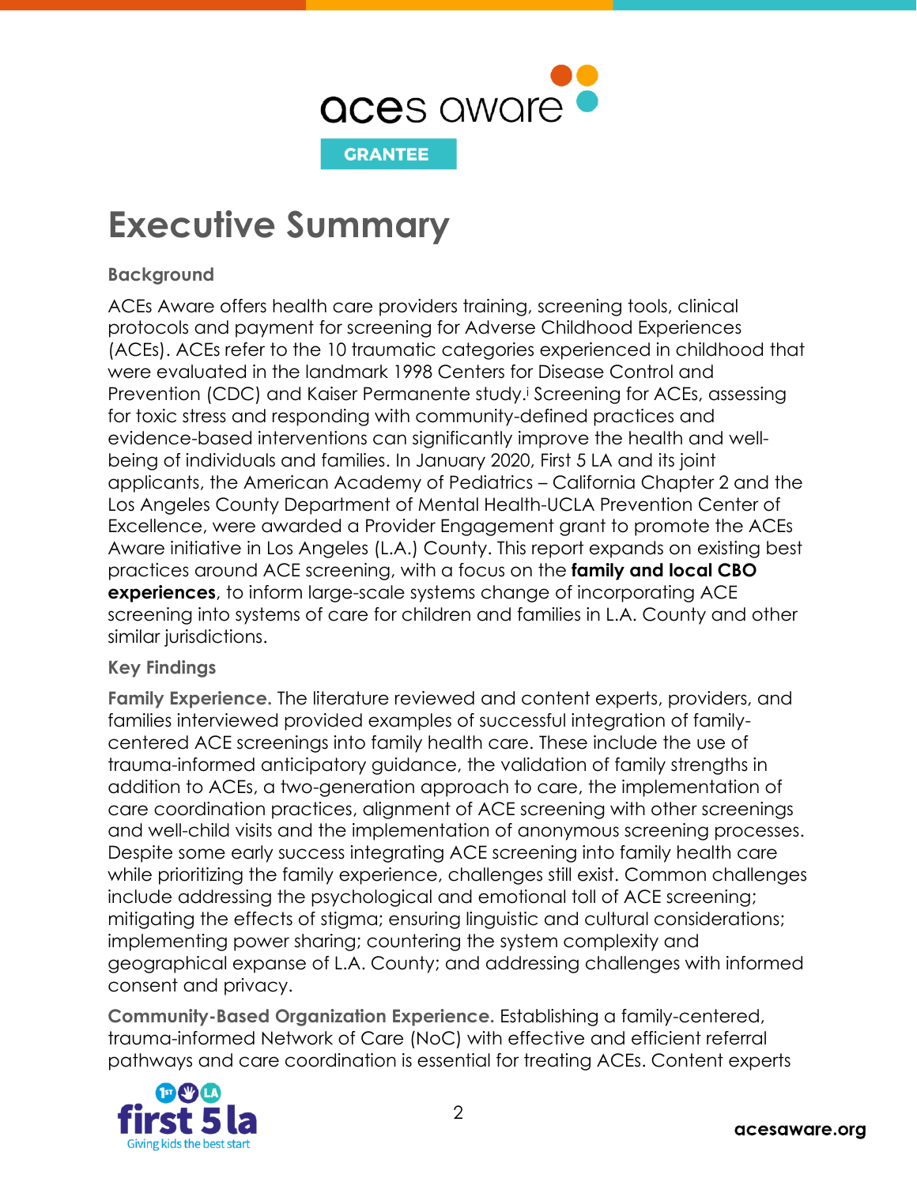# Executive Summary

### Background

ACEs Aware offers health care providers training, screening tools, clinical protocols and payment for screening for Adverse Childhood Experiences (ACEs). ACEs refer to the 10 traumatic categories experienced in childhood that were evaluated in the landmark 1998 Centers for Disease Control and Prevention (CDC) and Kaiser Permanente study.[i] Screening for ACEs, assessing for toxic stress and responding with community-defined practices and evidence-based interventions can significantly improve the health and well-being of individuals and families. In January 2020, First 5 LA and its joint applicants, the American Academy of Pediatrics – California Chapter 2 and the Los Angeles County Department of Mental Health-UCLA Prevention Center of Excellence, were awarded a Provider Engagement grant to promote the ACEs Aware initiative in Los Angeles (L.A.) County. This report expands on existing best practices around ACE screening, with a focus on the **family and local CBO experiences**, to inform large-scale systems change of incorporating ACE screening into systems of care for children and families in L.A. County and other similar jurisdictions.

### Key Findings

**Family Experience.** The literature reviewed and content experts, providers, and families interviewed provided examples of successful integration of family-centered ACE screenings into family health care. These include the use of trauma-informed anticipatory guidance, the validation of family strengths in addition to ACEs, a two-generation approach to care, the implementation of care coordination practices, alignment of ACE screening with other screenings and well-child visits and the implementation of anonymous screening processes. Despite some early success integrating ACE screening into family health care while prioritizing the family experience, challenges still exist. Common challenges include addressing the psychological and emotional toll of ACE screening; mitigating the effects of stigma; ensuring linguistic and cultural considerations; implementing power sharing; countering the system complexity and geographical expanse of L.A. County; and addressing challenges with informed consent and privacy.

**Community-Based Organization Experience.** Establishing a family-centered, trauma-informed Network of Care (NoC) with effective and efficient referral pathways and care coordination is essential for treating ACEs. Content experts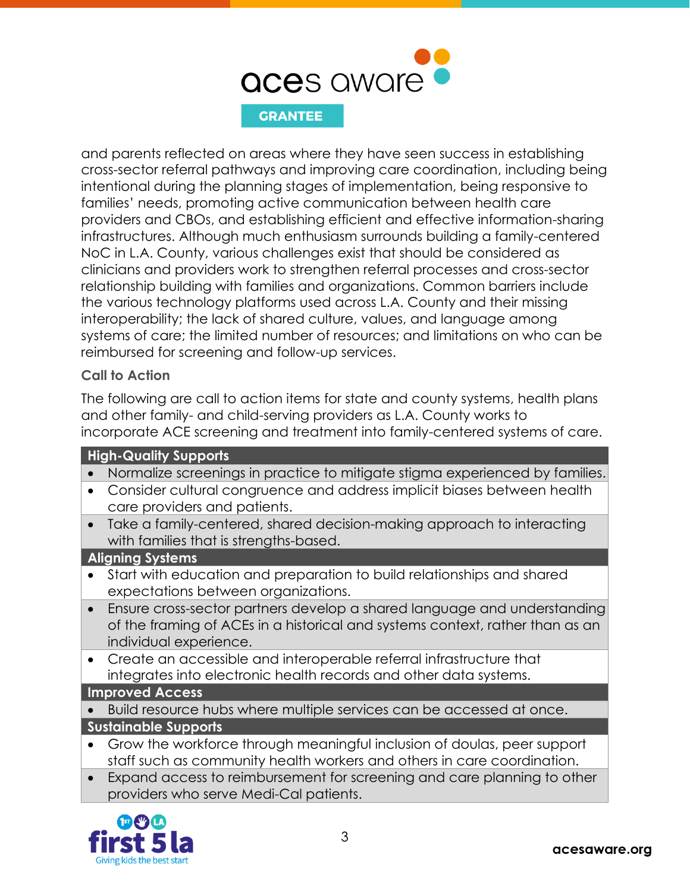and parents reflected on areas where they have seen success in establishing cross-sector referral pathways and improving care coordination, including being intentional during the planning stages of implementation, being responsive to families' needs, promoting active communication between health care providers and CBOs, and establishing efficient and effective information-sharing infrastructures. Although much enthusiasm surrounds building a family-centered NoC in L.A. County, various challenges exist that should be considered as clinicians and providers work to strengthen referral processes and cross-sector relationship building with families and organizations. Common barriers include the various technology platforms used across L.A. County and their missing interoperability; the lack of shared culture, values, and language among systems of care; the limited number of resources; and limitations on who can be reimbursed for screening and follow-up services.

### Call to Action

The following are call to action items for state and county systems, health plans and other family- and child-serving providers as L.A. County works to incorporate ACE screening and treatment into family-centered systems of care.

| High-Quality Supports |
|---|
| • Normalize screenings in practice to mitigate stigma experienced by families. |
| • Consider cultural congruence and address implicit biases between health care providers and patients. |
| • Take a family-centered, shared decision-making approach to interacting with families that is strengths-based. |
| **Aligning Systems** |
| • Start with education and preparation to build relationships and shared expectations between organizations. |
| • Ensure cross-sector partners develop a shared language and understanding of the framing of ACEs in a historical and systems context, rather than as an individual experience. |
| • Create an accessible and interoperable referral infrastructure that integrates into electronic health records and other data systems. |
| **Improved Access** |
| • Build resource hubs where multiple services can be accessed at once. |
| **Sustainable Supports** |
| • Grow the workforce through meaningful inclusion of doulas, peer support staff such as community health workers and others in care coordination. |
| • Expand access to reimbursement for screening and care planning to other providers who serve Medi-Cal patients. |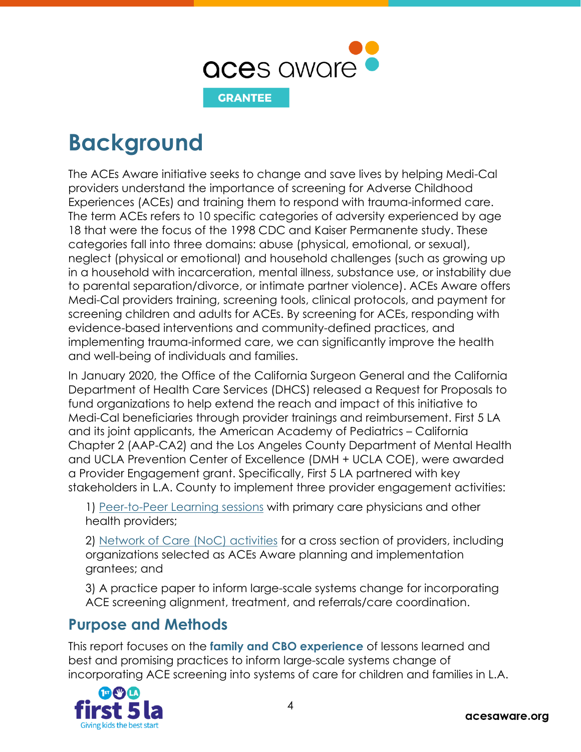# Background

The ACEs Aware initiative seeks to change and save lives by helping Medi-Cal providers understand the importance of screening for Adverse Childhood Experiences (ACEs) and training them to respond with trauma-informed care. The term ACEs refers to 10 specific categories of adversity experienced by age 18 that were the focus of the 1998 CDC and Kaiser Permanente study. These categories fall into three domains: abuse (physical, emotional, or sexual), neglect (physical or emotional) and household challenges (such as growing up in a household with incarceration, mental illness, substance use, or instability due to parental separation/divorce, or intimate partner violence). ACEs Aware offers Medi-Cal providers training, screening tools, clinical protocols, and payment for screening children and adults for ACEs. By screening for ACEs, responding with evidence-based interventions and community-defined practices, and implementing trauma-informed care, we can significantly improve the health and well-being of individuals and families.

In January 2020, the Office of the California Surgeon General and the California Department of Health Care Services (DHCS) released a Request for Proposals to fund organizations to help extend the reach and impact of this initiative to Medi-Cal beneficiaries through provider trainings and reimbursement. First 5 LA and its joint applicants, the American Academy of Pediatrics – California Chapter 2 (AAP-CA2) and the Los Angeles County Department of Mental Health and UCLA Prevention Center of Excellence (DMH + UCLA COE), were awarded a Provider Engagement grant. Specifically, First 5 LA partnered with key stakeholders in L.A. County to implement three provider engagement activities:

1) Peer-to-Peer Learning sessions with primary care physicians and other health providers;

2) Network of Care (NoC) activities for a cross section of providers, including organizations selected as ACEs Aware planning and implementation grantees; and

3) A practice paper to inform large-scale systems change for incorporating ACE screening alignment, treatment, and referrals/care coordination.

## Purpose and Methods

This report focuses on the **family and CBO experience** of lessons learned and best and promising practices to inform large-scale systems change of incorporating ACE screening into systems of care for children and families in L.A.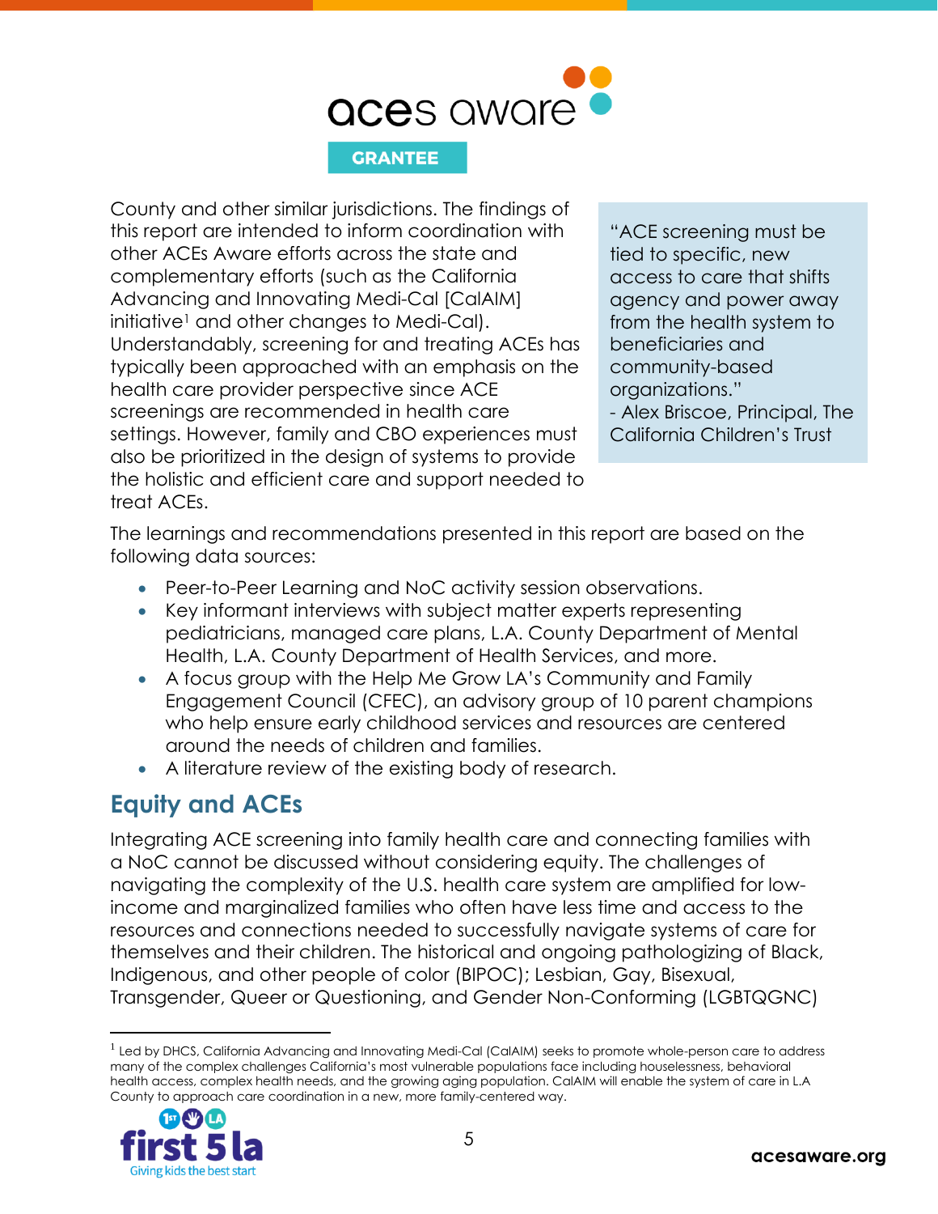County and other similar jurisdictions. The findings of this report are intended to inform coordination with other ACEs Aware efforts across the state and complementary efforts (such as the California Advancing and Innovating Medi-Cal [CalAIM] initiative[1] and other changes to Medi-Cal). Understandably, screening for and treating ACEs has typically been approached with an emphasis on the health care provider perspective since ACE screenings are recommended in health care settings. However, family and CBO experiences must also be prioritized in the design of systems to provide the holistic and efficient care and support needed to treat ACEs.

> "ACE screening must be tied to specific, new access to care that shifts agency and power away from the health system to beneficiaries and community-based organizations."
> - Alex Briscoe, Principal, The California Children's Trust

The learnings and recommendations presented in this report are based on the following data sources:

- Peer-to-Peer Learning and NoC activity session observations.
- Key informant interviews with subject matter experts representing pediatricians, managed care plans, L.A. County Department of Mental Health, L.A. County Department of Health Services, and more.
- A focus group with the Help Me Grow LA's Community and Family Engagement Council (CFEC), an advisory group of 10 parent champions who help ensure early childhood services and resources are centered around the needs of children and families.
- A literature review of the existing body of research.

## Equity and ACEs

Integrating ACE screening into family health care and connecting families with a NoC cannot be discussed without considering equity. The challenges of navigating the complexity of the U.S. health care system are amplified for low-income and marginalized families who often have less time and access to the resources and connections needed to successfully navigate systems of care for themselves and their children. The historical and ongoing pathologizing of Black, Indigenous, and other people of color (BIPOC); Lesbian, Gay, Bisexual, Transgender, Queer or Questioning, and Gender Non-Conforming (LGBTQGNC)

[1] Led by DHCS, California Advancing and Innovating Medi-Cal (CalAIM) seeks to promote whole-person care to address many of the complex challenges California's most vulnerable populations face including houselessness, behavioral health access, complex health needs, and the growing aging population. CalAIM will enable the system of care in L.A County to approach care coordination in a new, more family-centered way.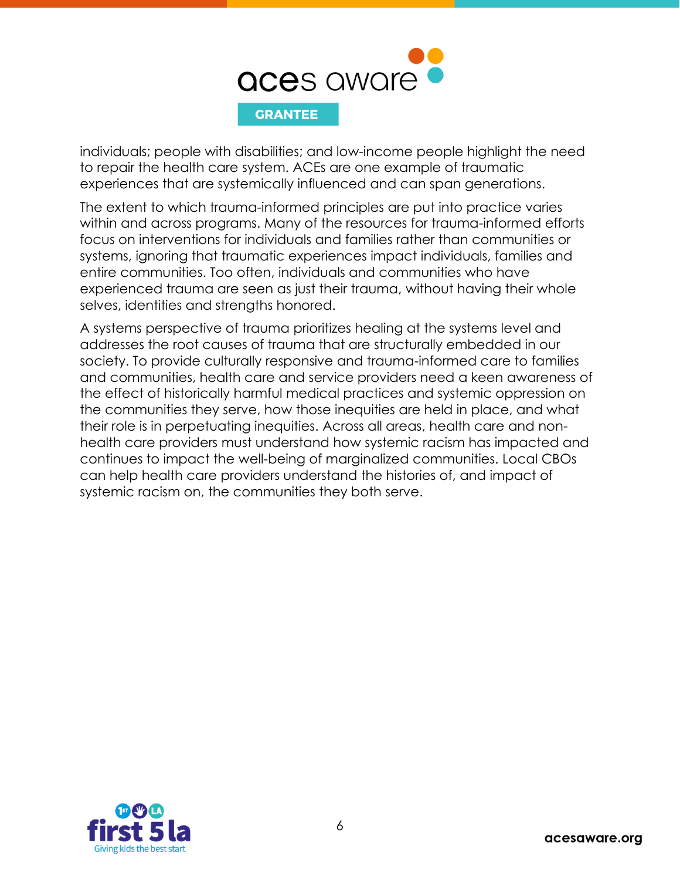individuals; people with disabilities; and low-income people highlight the need to repair the health care system. ACEs are one example of traumatic experiences that are systemically influenced and can span generations.

The extent to which trauma-informed principles are put into practice varies within and across programs. Many of the resources for trauma-informed efforts focus on interventions for individuals and families rather than communities or systems, ignoring that traumatic experiences impact individuals, families and entire communities. Too often, individuals and communities who have experienced trauma are seen as just their trauma, without having their whole selves, identities and strengths honored.

A systems perspective of trauma prioritizes healing at the systems level and addresses the root causes of trauma that are structurally embedded in our society. To provide culturally responsive and trauma-informed care to families and communities, health care and service providers need a keen awareness of the effect of historically harmful medical practices and systemic oppression on the communities they serve, how those inequities are held in place, and what their role is in perpetuating inequities. Across all areas, health care and non-health care providers must understand how systemic racism has impacted and continues to impact the well-being of marginalized communities. Local CBOs can help health care providers understand the histories of, and impact of systemic racism on, the communities they both serve.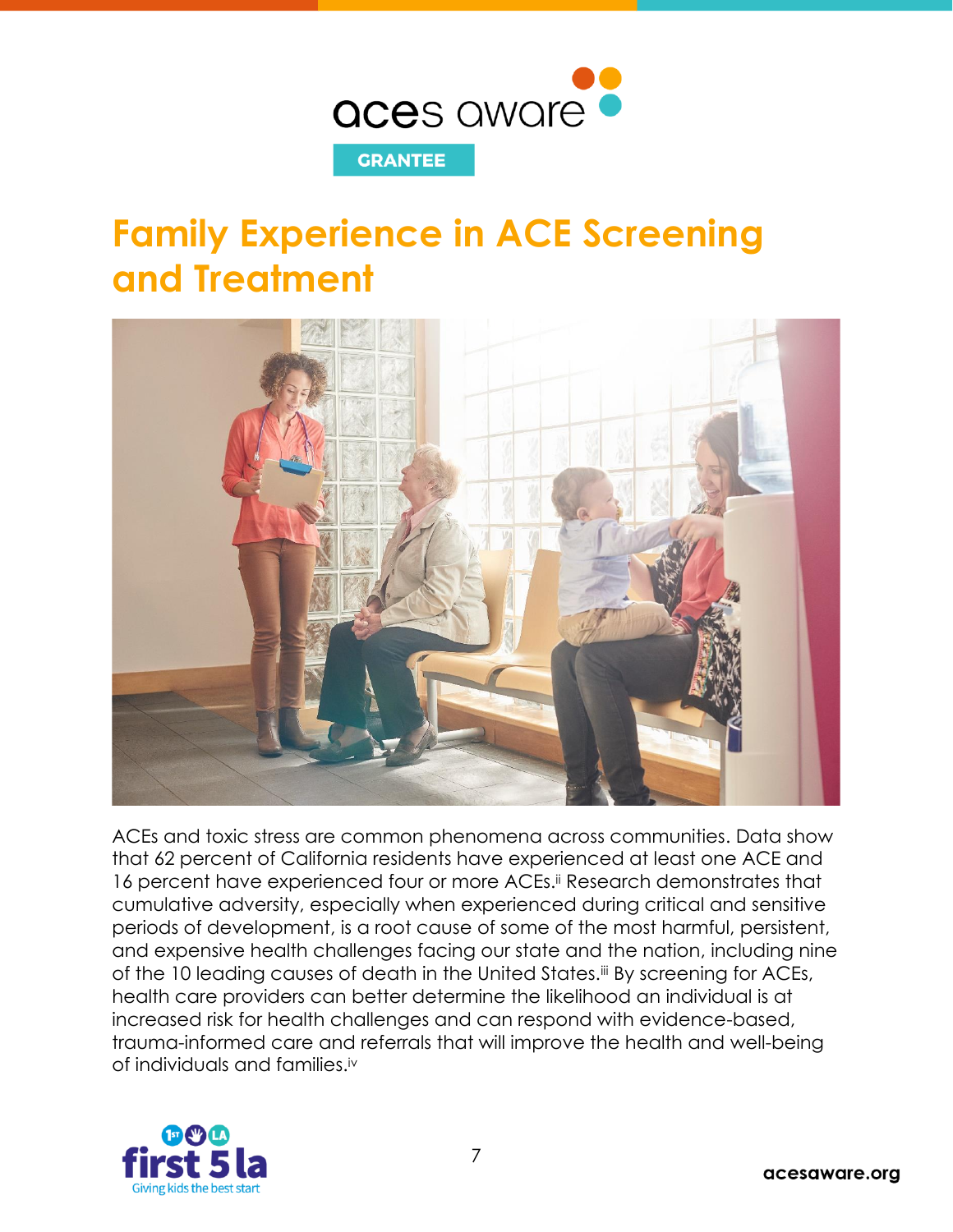# Family Experience in ACE Screening and Treatment

ACEs and toxic stress are common phenomena across communities. Data show that 62 percent of California residents have experienced at least one ACE and 16 percent have experienced four or more ACEs.[ii] Research demonstrates that cumulative adversity, especially when experienced during critical and sensitive periods of development, is a root cause of some of the most harmful, persistent, and expensive health challenges facing our state and the nation, including nine of the 10 leading causes of death in the United States.[iii] By screening for ACEs, health care providers can better determine the likelihood an individual is at increased risk for health challenges and can respond with evidence-based, trauma-informed care and referrals that will improve the health and well-being of individuals and families.[iv]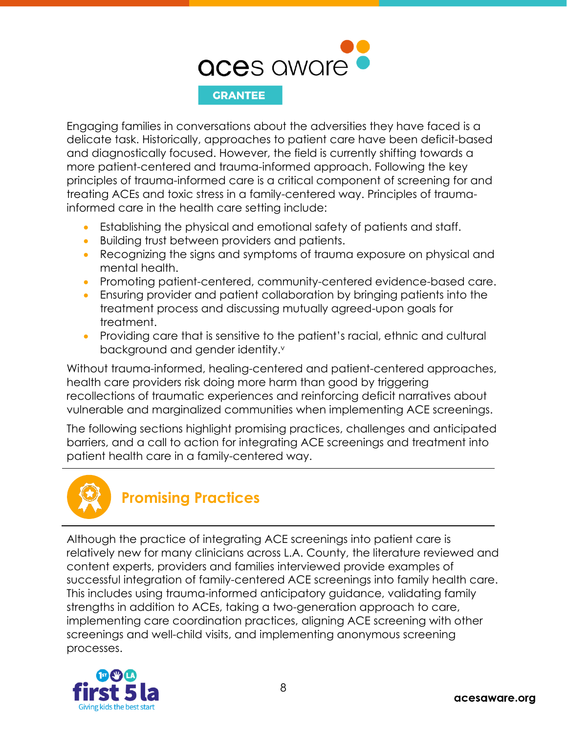Engaging families in conversations about the adversities they have faced is a delicate task. Historically, approaches to patient care have been deficit-based and diagnostically focused. However, the field is currently shifting towards a more patient-centered and trauma-informed approach. Following the key principles of trauma-informed care is a critical component of screening for and treating ACEs and toxic stress in a family-centered way. Principles of trauma-informed care in the health care setting include:

- Establishing the physical and emotional safety of patients and staff.
- Building trust between providers and patients.
- Recognizing the signs and symptoms of trauma exposure on physical and mental health.
- Promoting patient-centered, community-centered evidence-based care.
- Ensuring provider and patient collaboration by bringing patients into the treatment process and discussing mutually agreed-upon goals for treatment.
- Providing care that is sensitive to the patient's racial, ethnic and cultural background and gender identity.[v]

Without trauma-informed, healing-centered and patient-centered approaches, health care providers risk doing more harm than good by triggering recollections of traumatic experiences and reinforcing deficit narratives about vulnerable and marginalized communities when implementing ACE screenings.

The following sections highlight promising practices, challenges and anticipated barriers, and a call to action for integrating ACE screenings and treatment into patient health care in a family-centered way.

## Promising Practices

Although the practice of integrating ACE screenings into patient care is relatively new for many clinicians across L.A. County, the literature reviewed and content experts, providers and families interviewed provide examples of successful integration of family-centered ACE screenings into family health care. This includes using trauma-informed anticipatory guidance, validating family strengths in addition to ACEs, taking a two-generation approach to care, implementing care coordination practices, aligning ACE screening with other screenings and well-child visits, and implementing anonymous screening processes.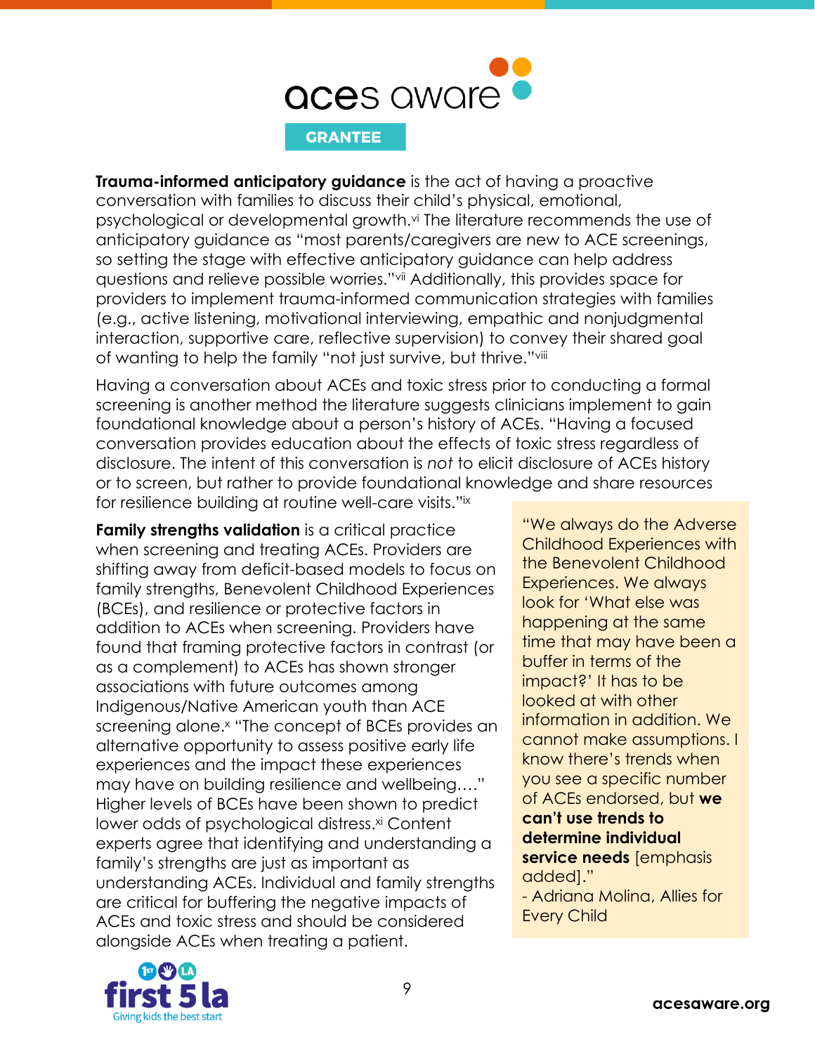**Trauma-informed anticipatory guidance** is the act of having a proactive conversation with families to discuss their child's physical, emotional, psychological or developmental growth.[vi] The literature recommends the use of anticipatory guidance as "most parents/caregivers are new to ACE screenings, so setting the stage with effective anticipatory guidance can help address questions and relieve possible worries."[vii] Additionally, this provides space for providers to implement trauma-informed communication strategies with families (e.g., active listening, motivational interviewing, empathic and nonjudgmental interaction, supportive care, reflective supervision) to convey their shared goal of wanting to help the family "not just survive, but thrive."[viii]

Having a conversation about ACEs and toxic stress prior to conducting a formal screening is another method the literature suggests clinicians implement to gain foundational knowledge about a person's history of ACEs. "Having a focused conversation provides education about the effects of toxic stress regardless of disclosure. The intent of this conversation is *not* to elicit disclosure of ACEs history or to screen, but rather to provide foundational knowledge and share resources for resilience building at routine well-care visits."[ix]

**Family strengths validation** is a critical practice when screening and treating ACEs. Providers are shifting away from deficit-based models to focus on family strengths, Benevolent Childhood Experiences (BCEs), and resilience or protective factors in addition to ACEs when screening. Providers have found that framing protective factors in contrast (or as a complement) to ACEs has shown stronger associations with future outcomes among Indigenous/Native American youth than ACE screening alone.[x] "The concept of BCEs provides an alternative opportunity to assess positive early life experiences and the impact these experiences may have on building resilience and wellbeing...." Higher levels of BCEs have been shown to predict lower odds of psychological distress.[xi] Content experts agree that identifying and understanding a family's strengths are just as important as understanding ACEs. Individual and family strengths are critical for buffering the negative impacts of ACEs and toxic stress and should be considered alongside ACEs when treating a patient.

> "We always do the Adverse Childhood Experiences with the Benevolent Childhood Experiences. We always look for 'What else was happening at the same time that may have been a buffer in terms of the impact?' It has to be looked at with other information in addition. We cannot make assumptions. I know there's trends when you see a specific number of ACEs endorsed, but **we can't use trends to determine individual service needs** [emphasis added]."
>
> - Adriana Molina, Allies for Every Child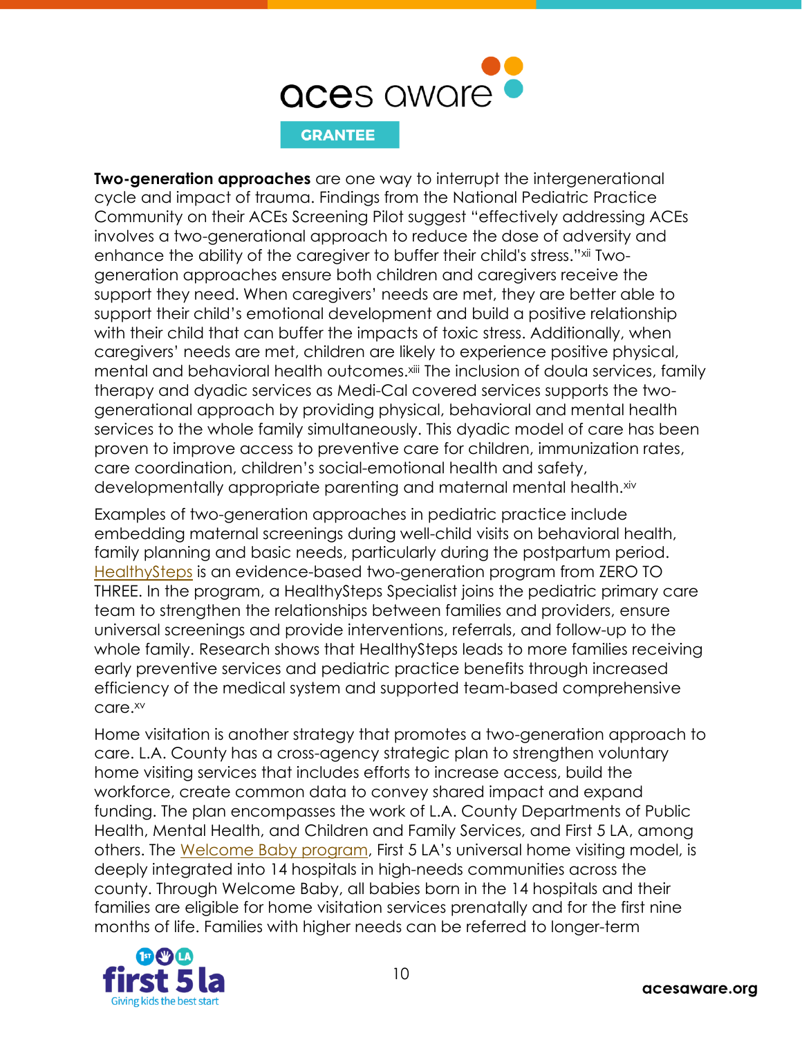**Two-generation approaches** are one way to interrupt the intergenerational cycle and impact of trauma. Findings from the National Pediatric Practice Community on their ACEs Screening Pilot suggest "effectively addressing ACEs involves a two-generational approach to reduce the dose of adversity and enhance the ability of the caregiver to buffer their child's stress."[xii] Two-generation approaches ensure both children and caregivers receive the support they need. When caregivers' needs are met, they are better able to support their child's emotional development and build a positive relationship with their child that can buffer the impacts of toxic stress. Additionally, when caregivers' needs are met, children are likely to experience positive physical, mental and behavioral health outcomes.[xiii] The inclusion of doula services, family therapy and dyadic services as Medi-Cal covered services supports the two-generational approach by providing physical, behavioral and mental health services to the whole family simultaneously. This dyadic model of care has been proven to improve access to preventive care for children, immunization rates, care coordination, children's social-emotional health and safety, developmentally appropriate parenting and maternal mental health.[xiv]

Examples of two-generation approaches in pediatric practice include embedding maternal screenings during well-child visits on behavioral health, family planning and basic needs, particularly during the postpartum period. HealthySteps is an evidence-based two-generation program from ZERO TO THREE. In the program, a HealthySteps Specialist joins the pediatric primary care team to strengthen the relationships between families and providers, ensure universal screenings and provide interventions, referrals, and follow-up to the whole family. Research shows that HealthySteps leads to more families receiving early preventive services and pediatric practice benefits through increased efficiency of the medical system and supported team-based comprehensive care.[xv]

Home visitation is another strategy that promotes a two-generation approach to care. L.A. County has a cross-agency strategic plan to strengthen voluntary home visiting services that includes efforts to increase access, build the workforce, create common data to convey shared impact and expand funding. The plan encompasses the work of L.A. County Departments of Public Health, Mental Health, and Children and Family Services, and First 5 LA, among others. The Welcome Baby program, First 5 LA's universal home visiting model, is deeply integrated into 14 hospitals in high-needs communities across the county. Through Welcome Baby, all babies born in the 14 hospitals and their families are eligible for home visitation services prenatally and for the first nine months of life. Families with higher needs can be referred to longer-term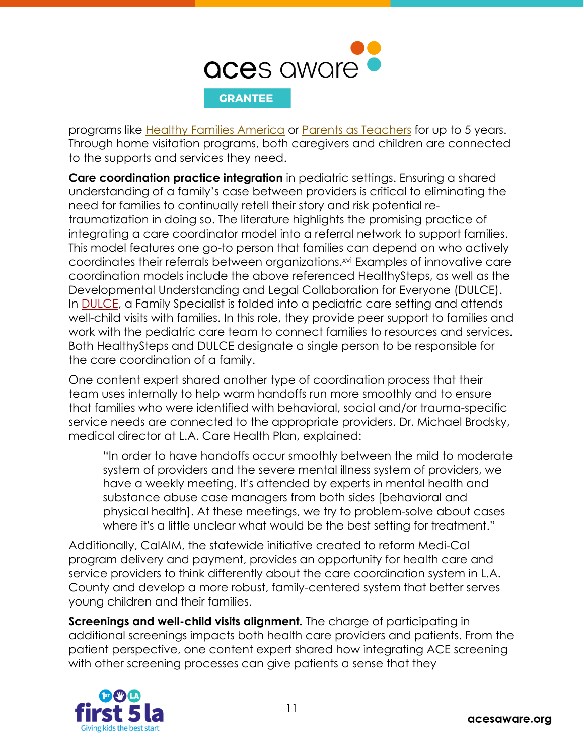programs like Healthy Families America or Parents as Teachers for up to 5 years. Through home visitation programs, both caregivers and children are connected to the supports and services they need.

**Care coordination practice integration** in pediatric settings. Ensuring a shared understanding of a family's case between providers is critical to eliminating the need for families to continually retell their story and risk potential re-traumatization in doing so. The literature highlights the promising practice of integrating a care coordinator model into a referral network to support families. This model features one go-to person that families can depend on who actively coordinates their referrals between organizations.[xvi] Examples of innovative care coordination models include the above referenced HealthySteps, as well as the Developmental Understanding and Legal Collaboration for Everyone (DULCE). In DULCE, a Family Specialist is folded into a pediatric care setting and attends well-child visits with families. In this role, they provide peer support to families and work with the pediatric care team to connect families to resources and services. Both HealthySteps and DULCE designate a single person to be responsible for the care coordination of a family.

One content expert shared another type of coordination process that their team uses internally to help warm handoffs run more smoothly and to ensure that families who were identified with behavioral, social and/or trauma-specific service needs are connected to the appropriate providers. Dr. Michael Brodsky, medical director at L.A. Care Health Plan, explained:

> "In order to have handoffs occur smoothly between the mild to moderate system of providers and the severe mental illness system of providers, we have a weekly meeting. It's attended by experts in mental health and substance abuse case managers from both sides [behavioral and physical health]. At these meetings, we try to problem-solve about cases where it's a little unclear what would be the best setting for treatment."

Additionally, CalAIM, the statewide initiative created to reform Medi-Cal program delivery and payment, provides an opportunity for health care and service providers to think differently about the care coordination system in L.A. County and develop a more robust, family-centered system that better serves young children and their families.

**Screenings and well-child visits alignment.** The charge of participating in additional screenings impacts both health care providers and patients. From the patient perspective, one content expert shared how integrating ACE screening with other screening processes can give patients a sense that they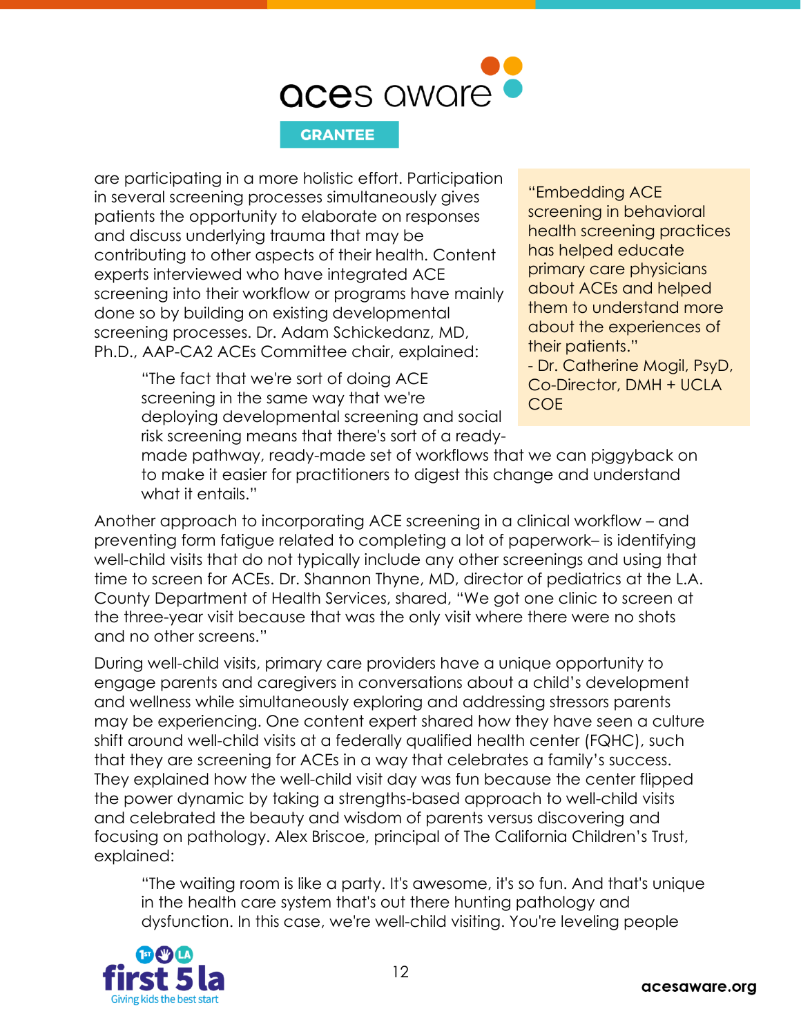are participating in a more holistic effort. Participation in several screening processes simultaneously gives patients the opportunity to elaborate on responses and discuss underlying trauma that may be contributing to other aspects of their health. Content experts interviewed who have integrated ACE screening into their workflow or programs have mainly done so by building on existing developmental screening processes. Dr. Adam Schickedanz, MD, Ph.D., AAP-CA2 ACEs Committee chair, explained:

> "The fact that we're sort of doing ACE screening in the same way that we're deploying developmental screening and social risk screening means that there's sort of a ready-made pathway, ready-made set of workflows that we can piggyback on to make it easier for practitioners to digest this change and understand what it entails."

> "Embedding ACE screening in behavioral health screening practices has helped educate primary care physicians about ACEs and helped them to understand more about the experiences of their patients."
> - Dr. Catherine Mogil, PsyD, Co-Director, DMH + UCLA COE

Another approach to incorporating ACE screening in a clinical workflow – and preventing form fatigue related to completing a lot of paperwork– is identifying well-child visits that do not typically include any other screenings and using that time to screen for ACEs. Dr. Shannon Thyne, MD, director of pediatrics at the L.A. County Department of Health Services, shared, "We got one clinic to screen at the three-year visit because that was the only visit where there were no shots and no other screens."

During well-child visits, primary care providers have a unique opportunity to engage parents and caregivers in conversations about a child's development and wellness while simultaneously exploring and addressing stressors parents may be experiencing. One content expert shared how they have seen a culture shift around well-child visits at a federally qualified health center (FQHC), such that they are screening for ACEs in a way that celebrates a family's success. They explained how the well-child visit day was fun because the center flipped the power dynamic by taking a strengths-based approach to well-child visits and celebrated the beauty and wisdom of parents versus discovering and focusing on pathology. Alex Briscoe, principal of The California Children's Trust, explained:

> "The waiting room is like a party. It's awesome, it's so fun. And that's unique in the health care system that's out there hunting pathology and dysfunction. In this case, we're well-child visiting. You're leveling people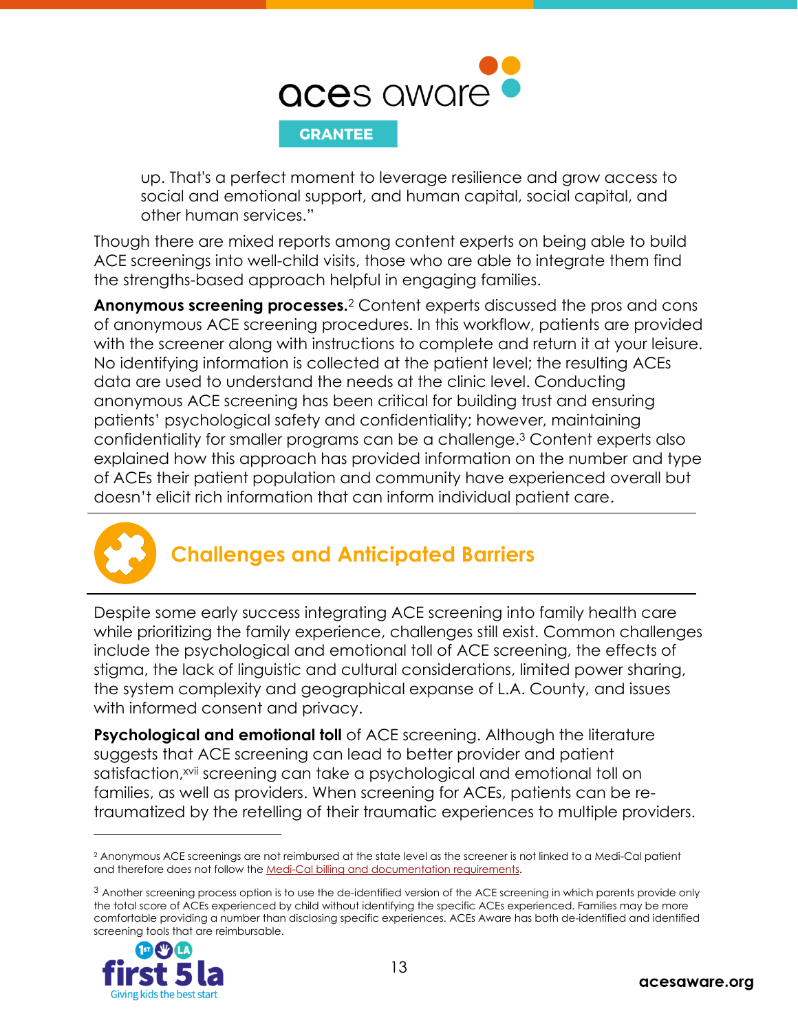up. That's a perfect moment to leverage resilience and grow access to social and emotional support, and human capital, social capital, and other human services."

Though there are mixed reports among content experts on being able to build ACE screenings into well-child visits, those who are able to integrate them find the strengths-based approach helpful in engaging families.

**Anonymous screening processes.**[2] Content experts discussed the pros and cons of anonymous ACE screening procedures. In this workflow, patients are provided with the screener along with instructions to complete and return it at your leisure. No identifying information is collected at the patient level; the resulting ACEs data are used to understand the needs at the clinic level. Conducting anonymous ACE screening has been critical for building trust and ensuring patients' psychological safety and confidentiality; however, maintaining confidentiality for smaller programs can be a challenge.[3] Content experts also explained how this approach has provided information on the number and type of ACEs their patient population and community have experienced overall but doesn't elicit rich information that can inform individual patient care.

## Challenges and Anticipated Barriers

Despite some early success integrating ACE screening into family health care while prioritizing the family experience, challenges still exist. Common challenges include the psychological and emotional toll of ACE screening, the effects of stigma, the lack of linguistic and cultural considerations, limited power sharing, the system complexity and geographical expanse of L.A. County, and issues with informed consent and privacy.

**Psychological and emotional toll** of ACE screening. Although the literature suggests that ACE screening can lead to better provider and patient satisfaction,[xvii] screening can take a psychological and emotional toll on families, as well as providers. When screening for ACEs, patients can be re-traumatized by the retelling of their traumatic experiences to multiple providers.

---

[2] Anonymous ACE screenings are not reimbursed at the state level as the screener is not linked to a Medi-Cal patient and therefore does not follow the Medi-Cal billing and documentation requirements.

[3] Another screening process option is to use the de-identified version of the ACE screening in which parents provide only the total score of ACEs experienced by child without identifying the specific ACEs experienced. Families may be more comfortable providing a number than disclosing specific experiences. ACEs Aware has both de-identified and identified screening tools that are reimbursable.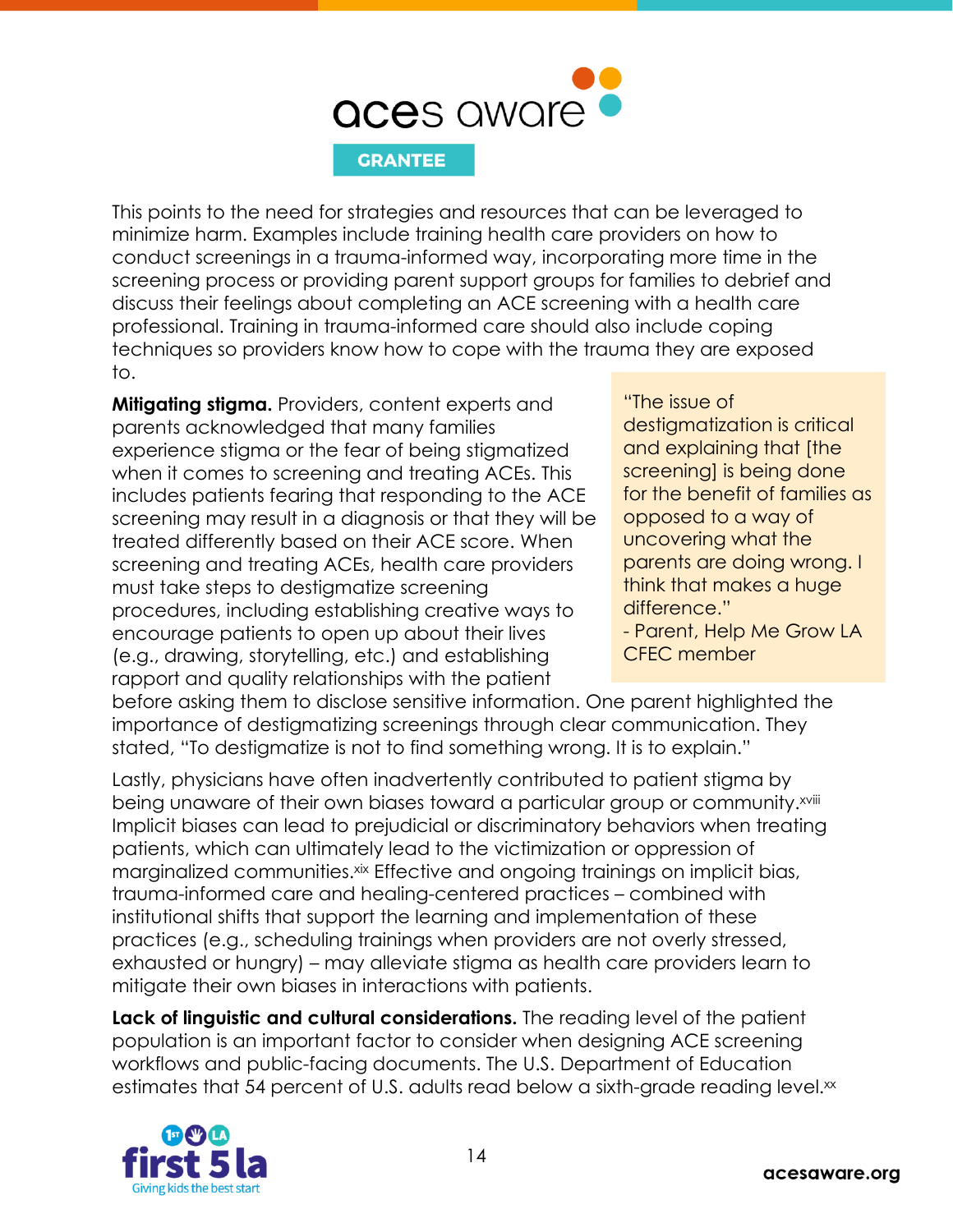This points to the need for strategies and resources that can be leveraged to minimize harm. Examples include training health care providers on how to conduct screenings in a trauma-informed way, incorporating more time in the screening process or providing parent support groups for families to debrief and discuss their feelings about completing an ACE screening with a health care professional. Training in trauma-informed care should also include coping techniques so providers know how to cope with the trauma they are exposed to.

**Mitigating stigma.** Providers, content experts and parents acknowledged that many families experience stigma or the fear of being stigmatized when it comes to screening and treating ACEs. This includes patients fearing that responding to the ACE screening may result in a diagnosis or that they will be treated differently based on their ACE score. When screening and treating ACEs, health care providers must take steps to destigmatize screening procedures, including establishing creative ways to encourage patients to open up about their lives (e.g., drawing, storytelling, etc.) and establishing rapport and quality relationships with the patient before asking them to disclose sensitive information. One parent highlighted the importance of destigmatizing screenings through clear communication. They stated, "To destigmatize is not to find something wrong. It is to explain."

> "The issue of destigmatization is critical and explaining that [the screening] is being done for the benefit of families as opposed to a way of uncovering what the parents are doing wrong. I think that makes a huge difference."
> - Parent, Help Me Grow LA CFEC member

Lastly, physicians have often inadvertently contributed to patient stigma by being unaware of their own biases toward a particular group or community.[xviii] Implicit biases can lead to prejudicial or discriminatory behaviors when treating patients, which can ultimately lead to the victimization or oppression of marginalized communities.[xix] Effective and ongoing trainings on implicit bias, trauma-informed care and healing-centered practices – combined with institutional shifts that support the learning and implementation of these practices (e.g., scheduling trainings when providers are not overly stressed, exhausted or hungry) – may alleviate stigma as health care providers learn to mitigate their own biases in interactions with patients.

**Lack of linguistic and cultural considerations.** The reading level of the patient population is an important factor to consider when designing ACE screening workflows and public-facing documents. The U.S. Department of Education estimates that 54 percent of U.S. adults read below a sixth-grade reading level.[xx]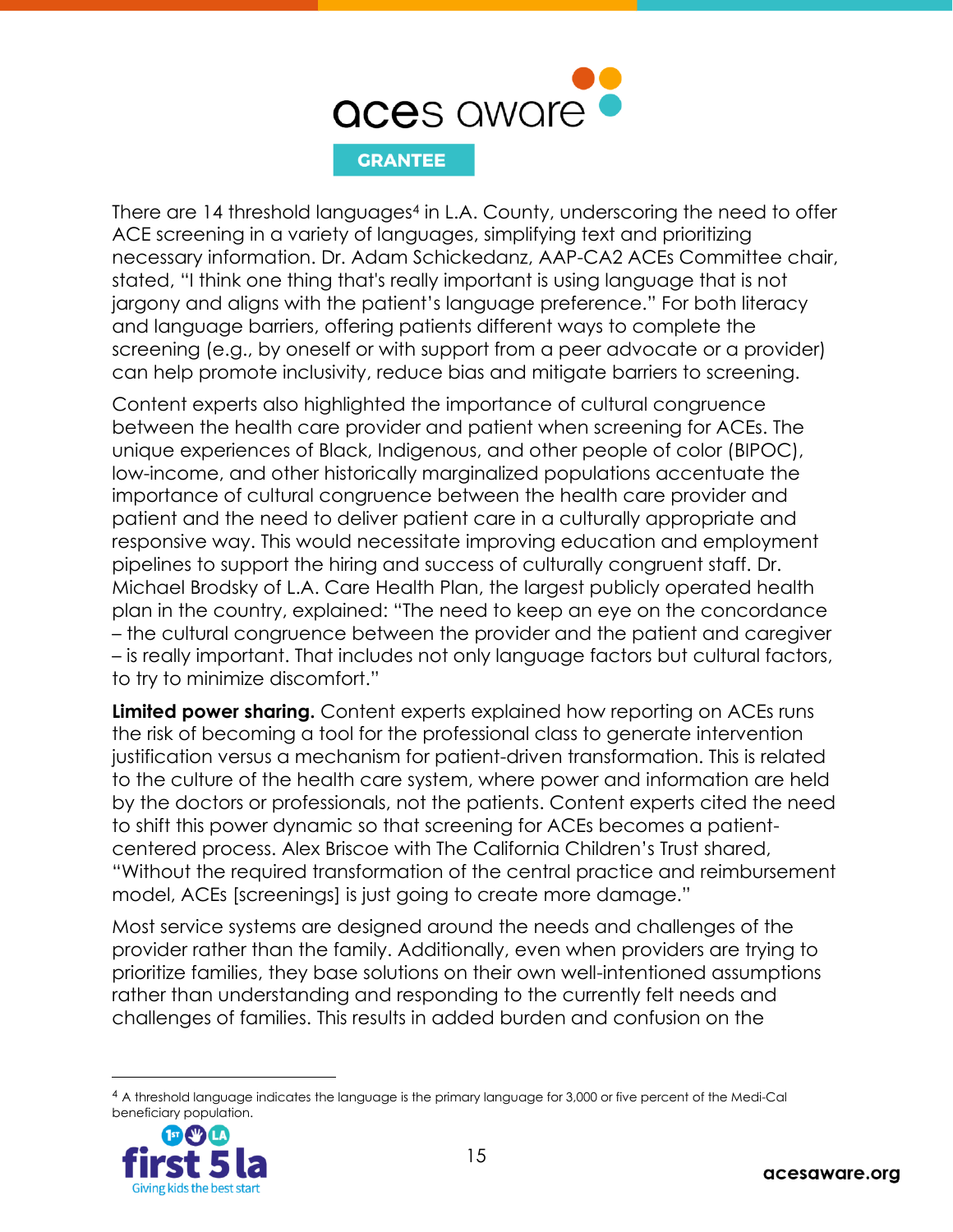There are 14 threshold languages[4] in L.A. County, underscoring the need to offer ACE screening in a variety of languages, simplifying text and prioritizing necessary information. Dr. Adam Schickedanz, AAP-CA2 ACEs Committee chair, stated, "I think one thing that's really important is using language that is not jargony and aligns with the patient's language preference." For both literacy and language barriers, offering patients different ways to complete the screening (e.g., by oneself or with support from a peer advocate or a provider) can help promote inclusivity, reduce bias and mitigate barriers to screening.

Content experts also highlighted the importance of cultural congruence between the health care provider and patient when screening for ACEs. The unique experiences of Black, Indigenous, and other people of color (BIPOC), low-income, and other historically marginalized populations accentuate the importance of cultural congruence between the health care provider and patient and the need to deliver patient care in a culturally appropriate and responsive way. This would necessitate improving education and employment pipelines to support the hiring and success of culturally congruent staff. Dr. Michael Brodsky of L.A. Care Health Plan, the largest publicly operated health plan in the country, explained: "The need to keep an eye on the concordance – the cultural congruence between the provider and the patient and caregiver – is really important. That includes not only language factors but cultural factors, to try to minimize discomfort."

**Limited power sharing.** Content experts explained how reporting on ACEs runs the risk of becoming a tool for the professional class to generate intervention justification versus a mechanism for patient-driven transformation. This is related to the culture of the health care system, where power and information are held by the doctors or professionals, not the patients. Content experts cited the need to shift this power dynamic so that screening for ACEs becomes a patient-centered process. Alex Briscoe with The California Children's Trust shared, "Without the required transformation of the central practice and reimbursement model, ACEs [screenings] is just going to create more damage."

Most service systems are designed around the needs and challenges of the provider rather than the family. Additionally, even when providers are trying to prioritize families, they base solutions on their own well-intentioned assumptions rather than understanding and responding to the currently felt needs and challenges of families. This results in added burden and confusion on the

---

[4] A threshold language indicates the language is the primary language for 3,000 or five percent of the Medi-Cal beneficiary population.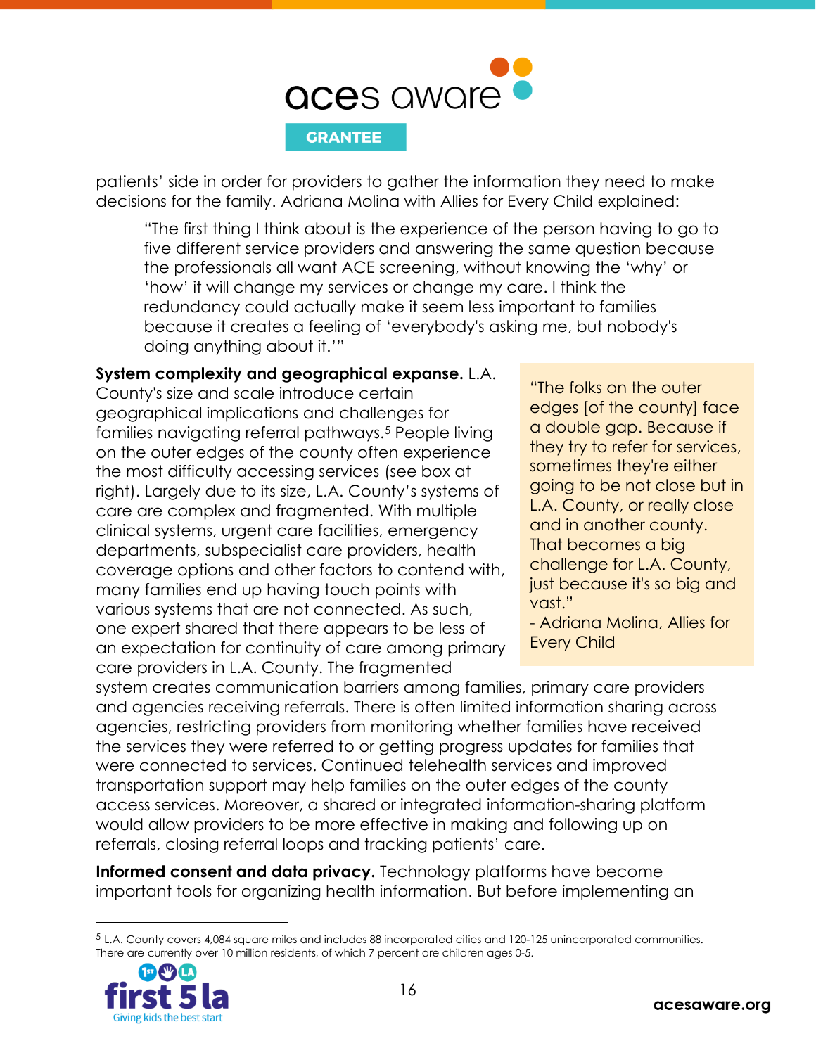patients' side in order for providers to gather the information they need to make decisions for the family. Adriana Molina with Allies for Every Child explained:

> "The first thing I think about is the experience of the person having to go to five different service providers and answering the same question because the professionals all want ACE screening, without knowing the 'why' or 'how' it will change my services or change my care. I think the redundancy could actually make it seem less important to families because it creates a feeling of 'everybody's asking me, but nobody's doing anything about it.'"

**System complexity and geographical expanse.** L.A. County's size and scale introduce certain geographical implications and challenges for families navigating referral pathways.[5] People living on the outer edges of the county often experience the most difficulty accessing services (see box at right). Largely due to its size, L.A. County's systems of care are complex and fragmented. With multiple clinical systems, urgent care facilities, emergency departments, subspecialist care providers, health coverage options and other factors to contend with, many families end up having touch points with various systems that are not connected. As such, one expert shared that there appears to be less of an expectation for continuity of care among primary care providers in L.A. County. The fragmented system creates communication barriers among families, primary care providers and agencies receiving referrals. There is often limited information sharing across agencies, restricting providers from monitoring whether families have received the services they were referred to or getting progress updates for families that were connected to services. Continued telehealth services and improved transportation support may help families on the outer edges of the county access services. Moreover, a shared or integrated information-sharing platform would allow providers to be more effective in making and following up on referrals, closing referral loops and tracking patients' care.

> "The folks on the outer edges [of the county] face a double gap. Because if they try to refer for services, sometimes they're either going to be not close but in L.A. County, or really close and in another county. That becomes a big challenge for L.A. County, just because it's so big and vast."
>
> - Adriana Molina, Allies for Every Child

**Informed consent and data privacy.** Technology platforms have become important tools for organizing health information. But before implementing an

---

[5] L.A. County covers 4,084 square miles and includes 88 incorporated cities and 120-125 unincorporated communities. There are currently over 10 million residents, of which 7 percent are children ages 0-5.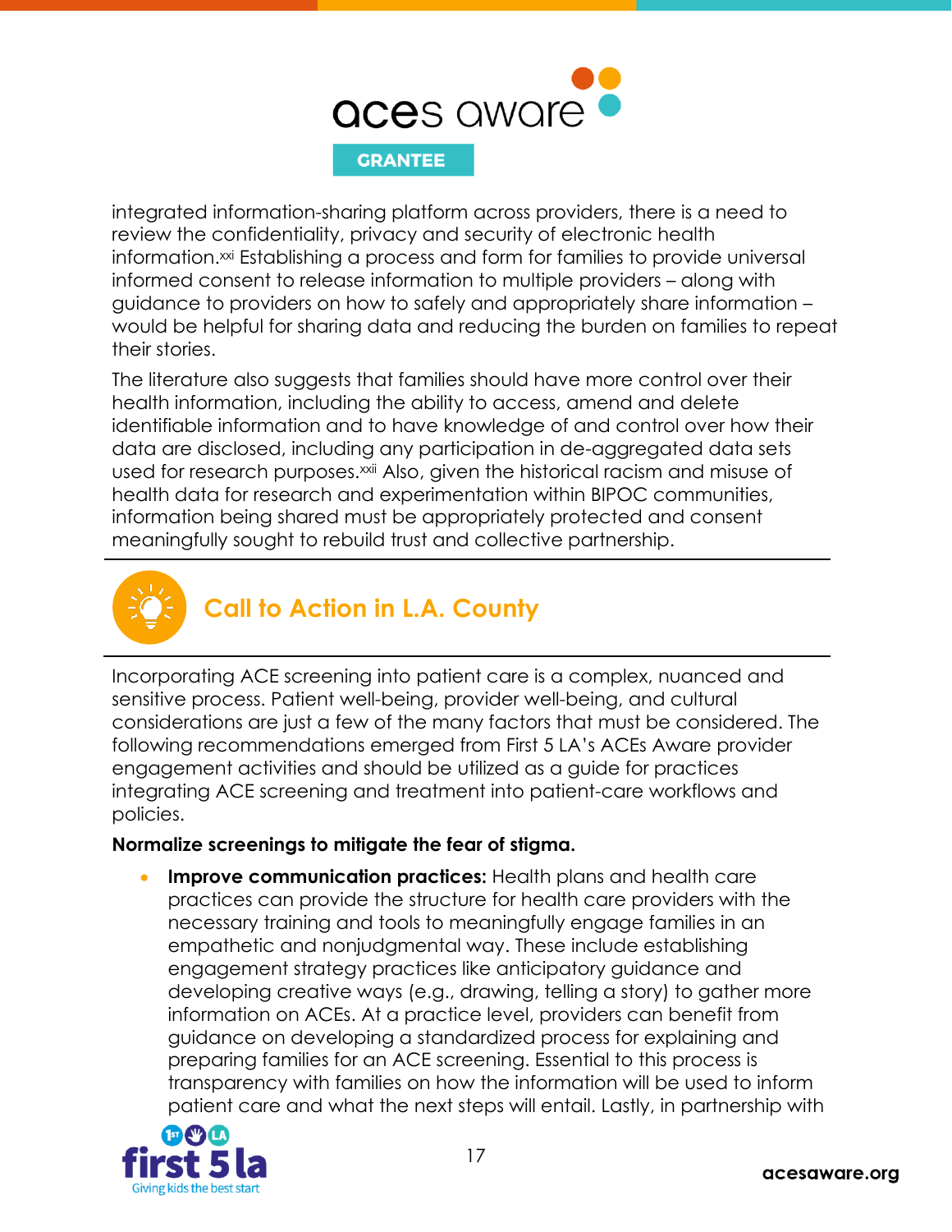integrated information-sharing platform across providers, there is a need to review the confidentiality, privacy and security of electronic health information.[xxi] Establishing a process and form for families to provide universal informed consent to release information to multiple providers – along with guidance to providers on how to safely and appropriately share information – would be helpful for sharing data and reducing the burden on families to repeat their stories.

The literature also suggests that families should have more control over their health information, including the ability to access, amend and delete identifiable information and to have knowledge of and control over how their data are disclosed, including any participation in de-aggregated data sets used for research purposes.[xxii] Also, given the historical racism and misuse of health data for research and experimentation within BIPOC communities, information being shared must be appropriately protected and consent meaningfully sought to rebuild trust and collective partnership.

## Call to Action in L.A. County

Incorporating ACE screening into patient care is a complex, nuanced and sensitive process. Patient well-being, provider well-being, and cultural considerations are just a few of the many factors that must be considered. The following recommendations emerged from First 5 LA's ACEs Aware provider engagement activities and should be utilized as a guide for practices integrating ACE screening and treatment into patient-care workflows and policies.

**Normalize screenings to mitigate the fear of stigma.**

- **Improve communication practices:** Health plans and health care practices can provide the structure for health care providers with the necessary training and tools to meaningfully engage families in an empathetic and nonjudgmental way. These include establishing engagement strategy practices like anticipatory guidance and developing creative ways (e.g., drawing, telling a story) to gather more information on ACEs. At a practice level, providers can benefit from guidance on developing a standardized process for explaining and preparing families for an ACE screening. Essential to this process is transparency with families on how the information will be used to inform patient care and what the next steps will entail. Lastly, in partnership with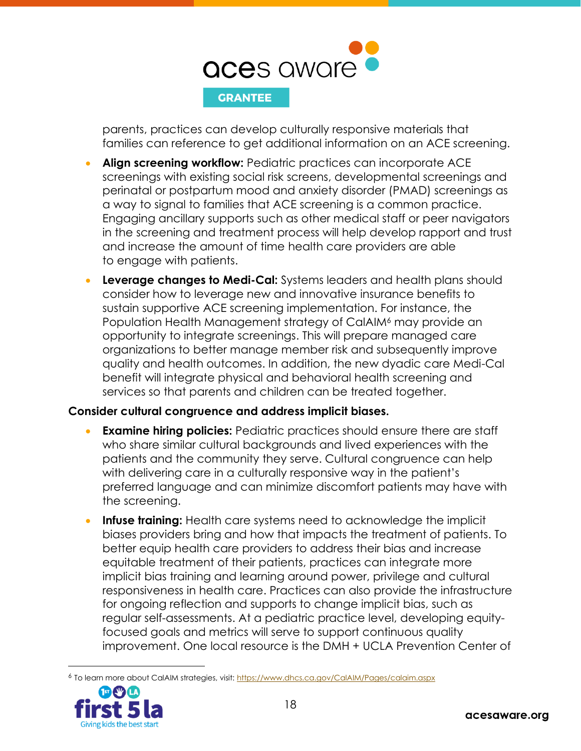parents, practices can develop culturally responsive materials that families can reference to get additional information on an ACE screening.

- **Align screening workflow:** Pediatric practices can incorporate ACE screenings with existing social risk screens, developmental screenings and perinatal or postpartum mood and anxiety disorder (PMAD) screenings as a way to signal to families that ACE screening is a common practice. Engaging ancillary supports such as other medical staff or peer navigators in the screening and treatment process will help develop rapport and trust and increase the amount of time health care providers are able to engage with patients.
- **Leverage changes to Medi-Cal:** Systems leaders and health plans should consider how to leverage new and innovative insurance benefits to sustain supportive ACE screening implementation. For instance, the Population Health Management strategy of CalAIM[6] may provide an opportunity to integrate screenings. This will prepare managed care organizations to better manage member risk and subsequently improve quality and health outcomes. In addition, the new dyadic care Medi-Cal benefit will integrate physical and behavioral health screening and services so that parents and children can be treated together.

**Consider cultural congruence and address implicit biases.**

- **Examine hiring policies:** Pediatric practices should ensure there are staff who share similar cultural backgrounds and lived experiences with the patients and the community they serve. Cultural congruence can help with delivering care in a culturally responsive way in the patient's preferred language and can minimize discomfort patients may have with the screening.
- **Infuse training:** Health care systems need to acknowledge the implicit biases providers bring and how that impacts the treatment of patients. To better equip health care providers to address their bias and increase equitable treatment of their patients, practices can integrate more implicit bias training and learning around power, privilege and cultural responsiveness in health care. Practices can also provide the infrastructure for ongoing reflection and supports to change implicit bias, such as regular self-assessments. At a pediatric practice level, developing equity-focused goals and metrics will serve to support continuous quality improvement. One local resource is the DMH + UCLA Prevention Center of

[6] To learn more about CalAIM strategies, visit: https://www.dhcs.ca.gov/CalAIM/Pages/calaim.aspx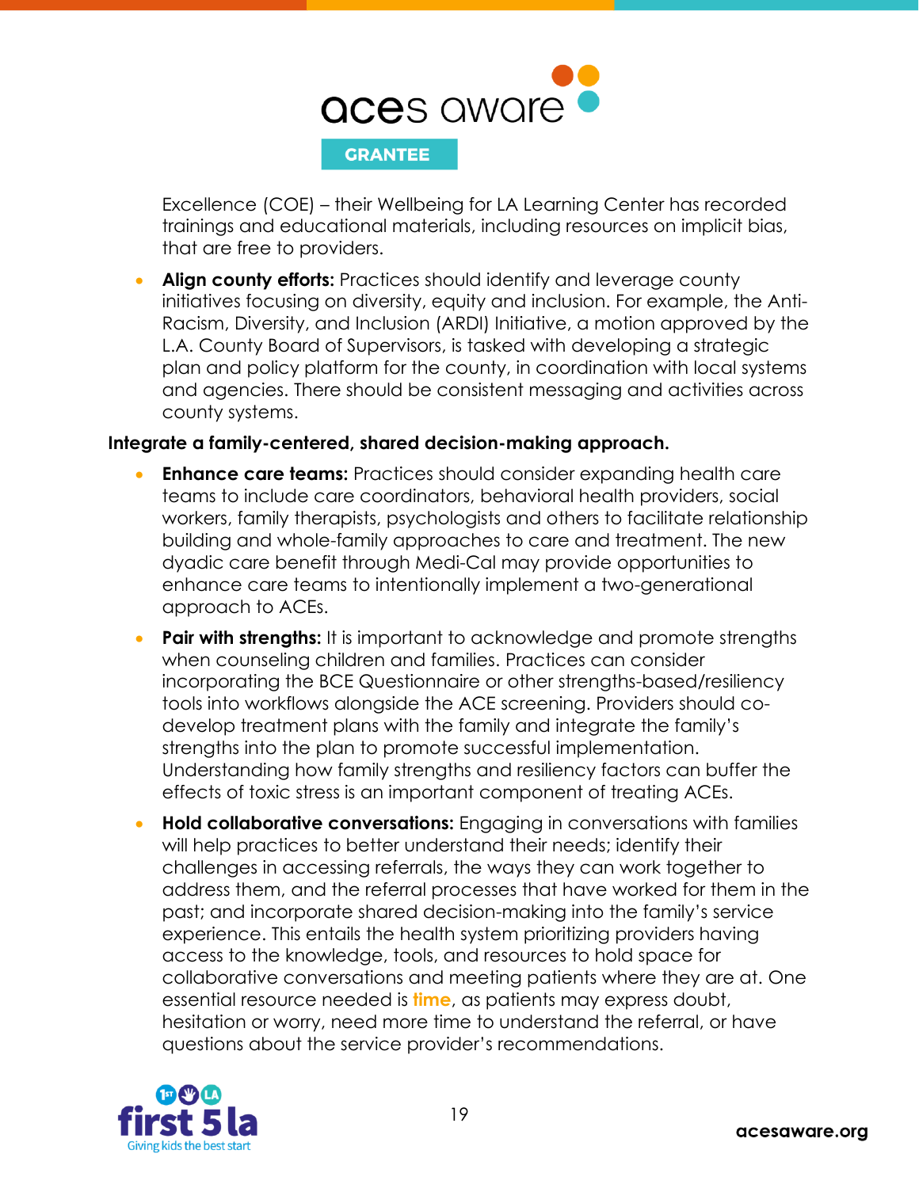Excellence (COE) – their Wellbeing for LA Learning Center has recorded trainings and educational materials, including resources on implicit bias, that are free to providers.

- **Align county efforts:** Practices should identify and leverage county initiatives focusing on diversity, equity and inclusion. For example, the Anti-Racism, Diversity, and Inclusion (ARDI) Initiative, a motion approved by the L.A. County Board of Supervisors, is tasked with developing a strategic plan and policy platform for the county, in coordination with local systems and agencies. There should be consistent messaging and activities across county systems.

**Integrate a family-centered, shared decision-making approach.**

- **Enhance care teams:** Practices should consider expanding health care teams to include care coordinators, behavioral health providers, social workers, family therapists, psychologists and others to facilitate relationship building and whole-family approaches to care and treatment. The new dyadic care benefit through Medi-Cal may provide opportunities to enhance care teams to intentionally implement a two-generational approach to ACEs.
- **Pair with strengths:** It is important to acknowledge and promote strengths when counseling children and families. Practices can consider incorporating the BCE Questionnaire or other strengths-based/resiliency tools into workflows alongside the ACE screening. Providers should co-develop treatment plans with the family and integrate the family's strengths into the plan to promote successful implementation. Understanding how family strengths and resiliency factors can buffer the effects of toxic stress is an important component of treating ACEs.
- **Hold collaborative conversations:** Engaging in conversations with families will help practices to better understand their needs; identify their challenges in accessing referrals, the ways they can work together to address them, and the referral processes that have worked for them in the past; and incorporate shared decision-making into the family's service experience. This entails the health system prioritizing providers having access to the knowledge, tools, and resources to hold space for collaborative conversations and meeting patients where they are at. One essential resource needed is **time**, as patients may express doubt, hesitation or worry, need more time to understand the referral, or have questions about the service provider's recommendations.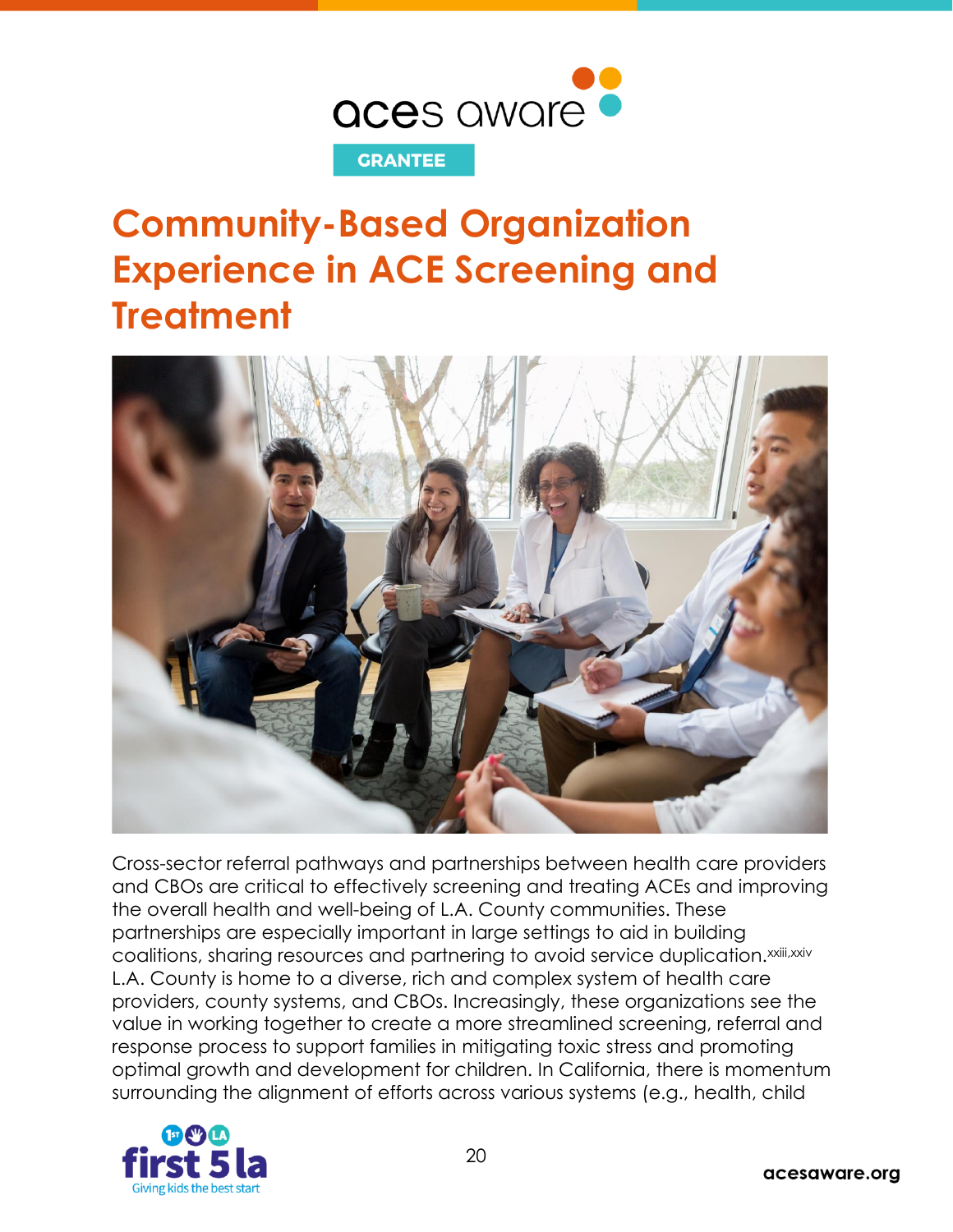# Community-Based Organization Experience in ACE Screening and Treatment

Cross-sector referral pathways and partnerships between health care providers and CBOs are critical to effectively screening and treating ACEs and improving the overall health and well-being of L.A. County communities. These partnerships are especially important in large settings to aid in building coalitions, sharing resources and partnering to avoid service duplication.[xxiii,xxiv] L.A. County is home to a diverse, rich and complex system of health care providers, county systems, and CBOs. Increasingly, these organizations see the value in working together to create a more streamlined screening, referral and response process to support families in mitigating toxic stress and promoting optimal growth and development for children. In California, there is momentum surrounding the alignment of efforts across various systems (e.g., health, child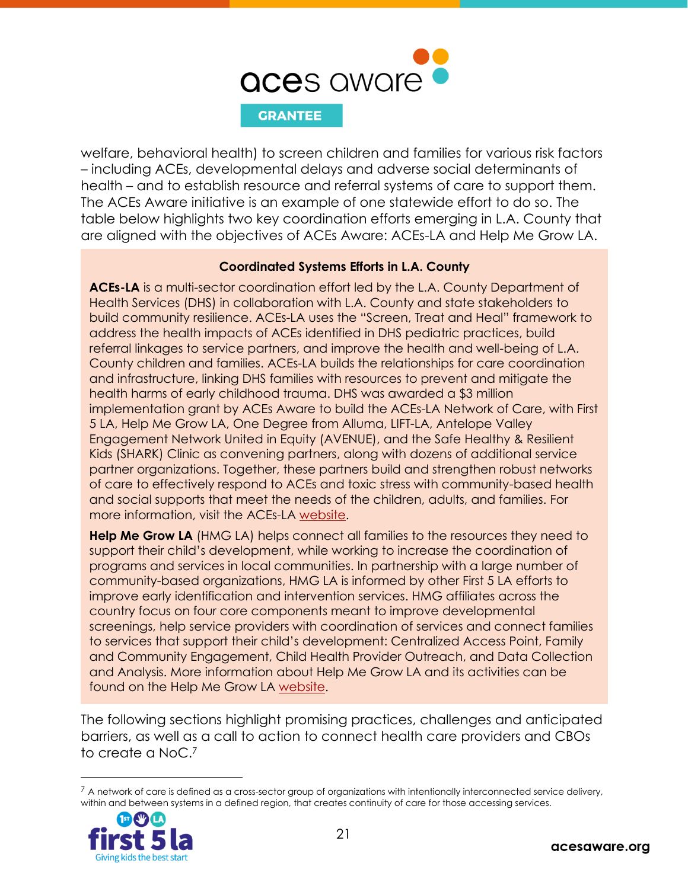welfare, behavioral health) to screen children and families for various risk factors – including ACEs, developmental delays and adverse social determinants of health – and to establish resource and referral systems of care to support them. The ACEs Aware initiative is an example of one statewide effort to do so. The table below highlights two key coordination efforts emerging in L.A. County that are aligned with the objectives of ACEs Aware: ACEs-LA and Help Me Grow LA.

**Coordinated Systems Efforts in L.A. County**

**ACEs-LA** is a multi-sector coordination effort led by the L.A. County Department of Health Services (DHS) in collaboration with L.A. County and state stakeholders to build community resilience. ACEs-LA uses the "Screen, Treat and Heal" framework to address the health impacts of ACEs identified in DHS pediatric practices, build referral linkages to service partners, and improve the health and well-being of L.A. County children and families. ACEs-LA builds the relationships for care coordination and infrastructure, linking DHS families with resources to prevent and mitigate the health harms of early childhood trauma. DHS was awarded a $3 million implementation grant by ACEs Aware to build the ACEs-LA Network of Care, with First 5 LA, Help Me Grow LA, One Degree from Alluma, LIFT-LA, Antelope Valley Engagement Network United in Equity (AVENUE), and the Safe Healthy & Resilient Kids (SHARK) Clinic as convening partners, along with dozens of additional service partner organizations. Together, these partners build and strengthen robust networks of care to effectively respond to ACEs and toxic stress with community-based health and social supports that meet the needs of the children, adults, and families. For more information, visit the ACEs-LA website.

**Help Me Grow LA** (HMG LA) helps connect all families to the resources they need to support their child's development, while working to increase the coordination of programs and services in local communities. In partnership with a large number of community-based organizations, HMG LA is informed by other First 5 LA efforts to improve early identification and intervention services. HMG affiliates across the country focus on four core components meant to improve developmental screenings, help service providers with coordination of services and connect families to services that support their child's development: Centralized Access Point, Family and Community Engagement, Child Health Provider Outreach, and Data Collection and Analysis. More information about Help Me Grow LA and its activities can be found on the Help Me Grow LA website.

The following sections highlight promising practices, challenges and anticipated barriers, as well as a call to action to connect health care providers and CBOs to create a NoC.[7]

[7] A network of care is defined as a cross-sector group of organizations with intentionally interconnected service delivery, within and between systems in a defined region, that creates continuity of care for those accessing services.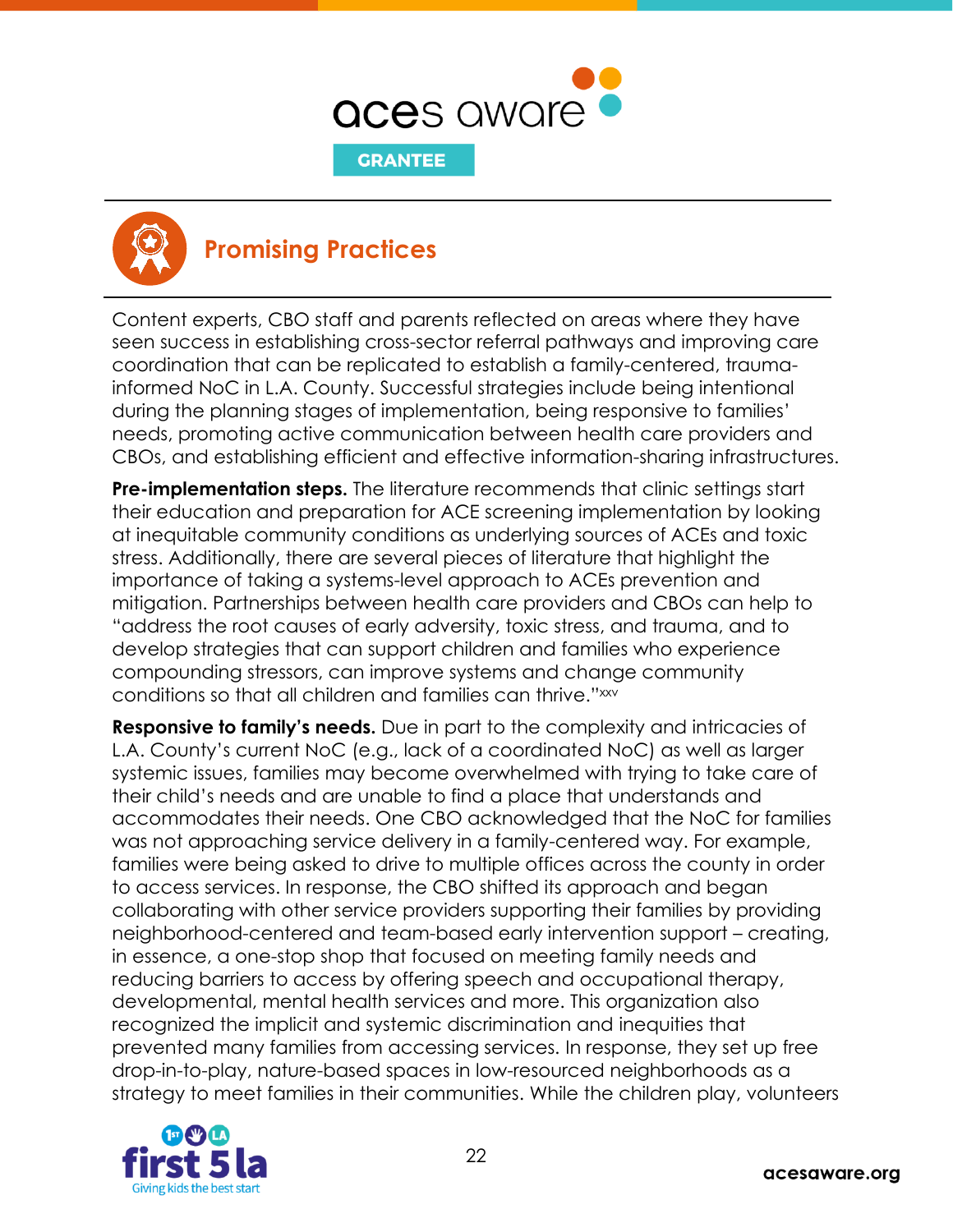## Promising Practices

Content experts, CBO staff and parents reflected on areas where they have seen success in establishing cross-sector referral pathways and improving care coordination that can be replicated to establish a family-centered, trauma-informed NoC in L.A. County. Successful strategies include being intentional during the planning stages of implementation, being responsive to families' needs, promoting active communication between health care providers and CBOs, and establishing efficient and effective information-sharing infrastructures.

**Pre-implementation steps.** The literature recommends that clinic settings start their education and preparation for ACE screening implementation by looking at inequitable community conditions as underlying sources of ACEs and toxic stress. Additionally, there are several pieces of literature that highlight the importance of taking a systems-level approach to ACEs prevention and mitigation. Partnerships between health care providers and CBOs can help to "address the root causes of early adversity, toxic stress, and trauma, and to develop strategies that can support children and families who experience compounding stressors, can improve systems and change community conditions so that all children and families can thrive."[xxv]

**Responsive to family's needs.** Due in part to the complexity and intricacies of L.A. County's current NoC (e.g., lack of a coordinated NoC) as well as larger systemic issues, families may become overwhelmed with trying to take care of their child's needs and are unable to find a place that understands and accommodates their needs. One CBO acknowledged that the NoC for families was not approaching service delivery in a family-centered way. For example, families were being asked to drive to multiple offices across the county in order to access services. In response, the CBO shifted its approach and began collaborating with other service providers supporting their families by providing neighborhood-centered and team-based early intervention support – creating, in essence, a one-stop shop that focused on meeting family needs and reducing barriers to access by offering speech and occupational therapy, developmental, mental health services and more. This organization also recognized the implicit and systemic discrimination and inequities that prevented many families from accessing services. In response, they set up free drop-in-to-play, nature-based spaces in low-resourced neighborhoods as a strategy to meet families in their communities. While the children play, volunteers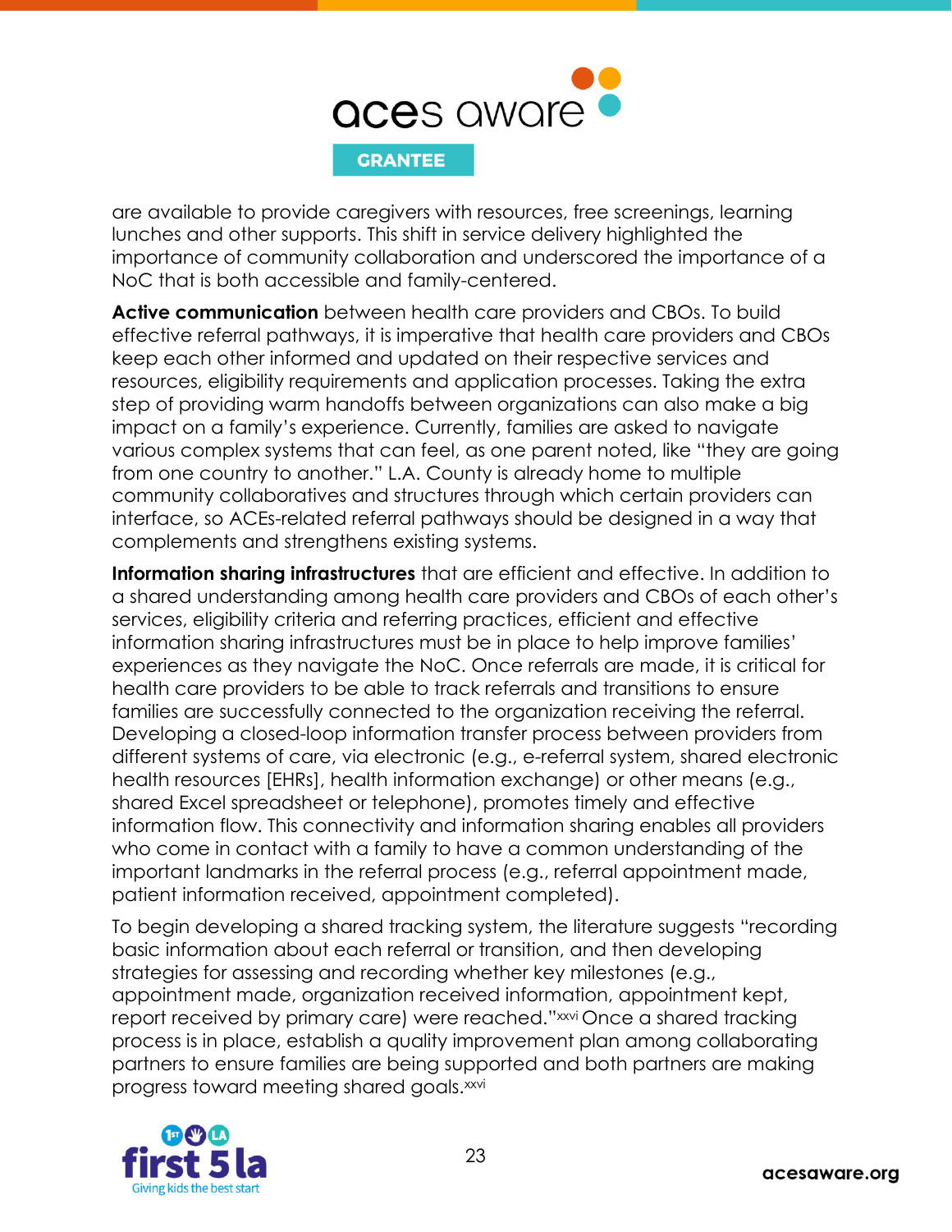are available to provide caregivers with resources, free screenings, learning lunches and other supports. This shift in service delivery highlighted the importance of community collaboration and underscored the importance of a NoC that is both accessible and family-centered.

**Active communication** between health care providers and CBOs. To build effective referral pathways, it is imperative that health care providers and CBOs keep each other informed and updated on their respective services and resources, eligibility requirements and application processes. Taking the extra step of providing warm handoffs between organizations can also make a big impact on a family's experience. Currently, families are asked to navigate various complex systems that can feel, as one parent noted, like "they are going from one country to another." L.A. County is already home to multiple community collaboratives and structures through which certain providers can interface, so ACEs-related referral pathways should be designed in a way that complements and strengthens existing systems.

**Information sharing infrastructures** that are efficient and effective. In addition to a shared understanding among health care providers and CBOs of each other's services, eligibility criteria and referring practices, efficient and effective information sharing infrastructures must be in place to help improve families' experiences as they navigate the NoC. Once referrals are made, it is critical for health care providers to be able to track referrals and transitions to ensure families are successfully connected to the organization receiving the referral. Developing a closed-loop information transfer process between providers from different systems of care, via electronic (e.g., e-referral system, shared electronic health resources [EHRs], health information exchange) or other means (e.g., shared Excel spreadsheet or telephone), promotes timely and effective information flow. This connectivity and information sharing enables all providers who come in contact with a family to have a common understanding of the important landmarks in the referral process (e.g., referral appointment made, patient information received, appointment completed).

To begin developing a shared tracking system, the literature suggests "recording basic information about each referral or transition, and then developing strategies for assessing and recording whether key milestones (e.g., appointment made, organization received information, appointment kept, report received by primary care) were reached."[xxvi] Once a shared tracking process is in place, establish a quality improvement plan among collaborating partners to ensure families are being supported and both partners are making progress toward meeting shared goals.[xxvi]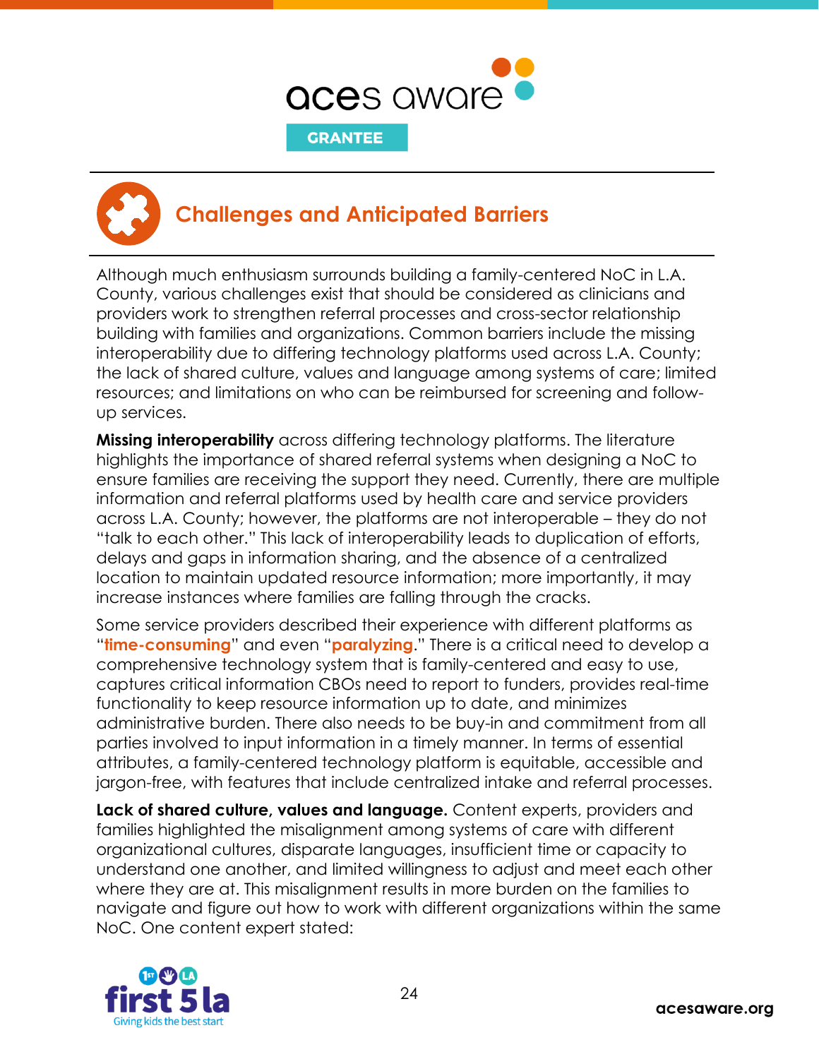## Challenges and Anticipated Barriers

Although much enthusiasm surrounds building a family-centered NoC in L.A. County, various challenges exist that should be considered as clinicians and providers work to strengthen referral processes and cross-sector relationship building with families and organizations. Common barriers include the missing interoperability due to differing technology platforms used across L.A. County; the lack of shared culture, values and language among systems of care; limited resources; and limitations on who can be reimbursed for screening and follow-up services.

**Missing interoperability** across differing technology platforms. The literature highlights the importance of shared referral systems when designing a NoC to ensure families are receiving the support they need. Currently, there are multiple information and referral platforms used by health care and service providers across L.A. County; however, the platforms are not interoperable – they do not "talk to each other." This lack of interoperability leads to duplication of efforts, delays and gaps in information sharing, and the absence of a centralized location to maintain updated resource information; more importantly, it may increase instances where families are falling through the cracks.

Some service providers described their experience with different platforms as "**time-consuming**" and even "**paralyzing**." There is a critical need to develop a comprehensive technology system that is family-centered and easy to use, captures critical information CBOs need to report to funders, provides real-time functionality to keep resource information up to date, and minimizes administrative burden. There also needs to be buy-in and commitment from all parties involved to input information in a timely manner. In terms of essential attributes, a family-centered technology platform is equitable, accessible and jargon-free, with features that include centralized intake and referral processes.

**Lack of shared culture, values and language.** Content experts, providers and families highlighted the misalignment among systems of care with different organizational cultures, disparate languages, insufficient time or capacity to understand one another, and limited willingness to adjust and meet each other where they are at. This misalignment results in more burden on the families to navigate and figure out how to work with different organizations within the same NoC. One content expert stated: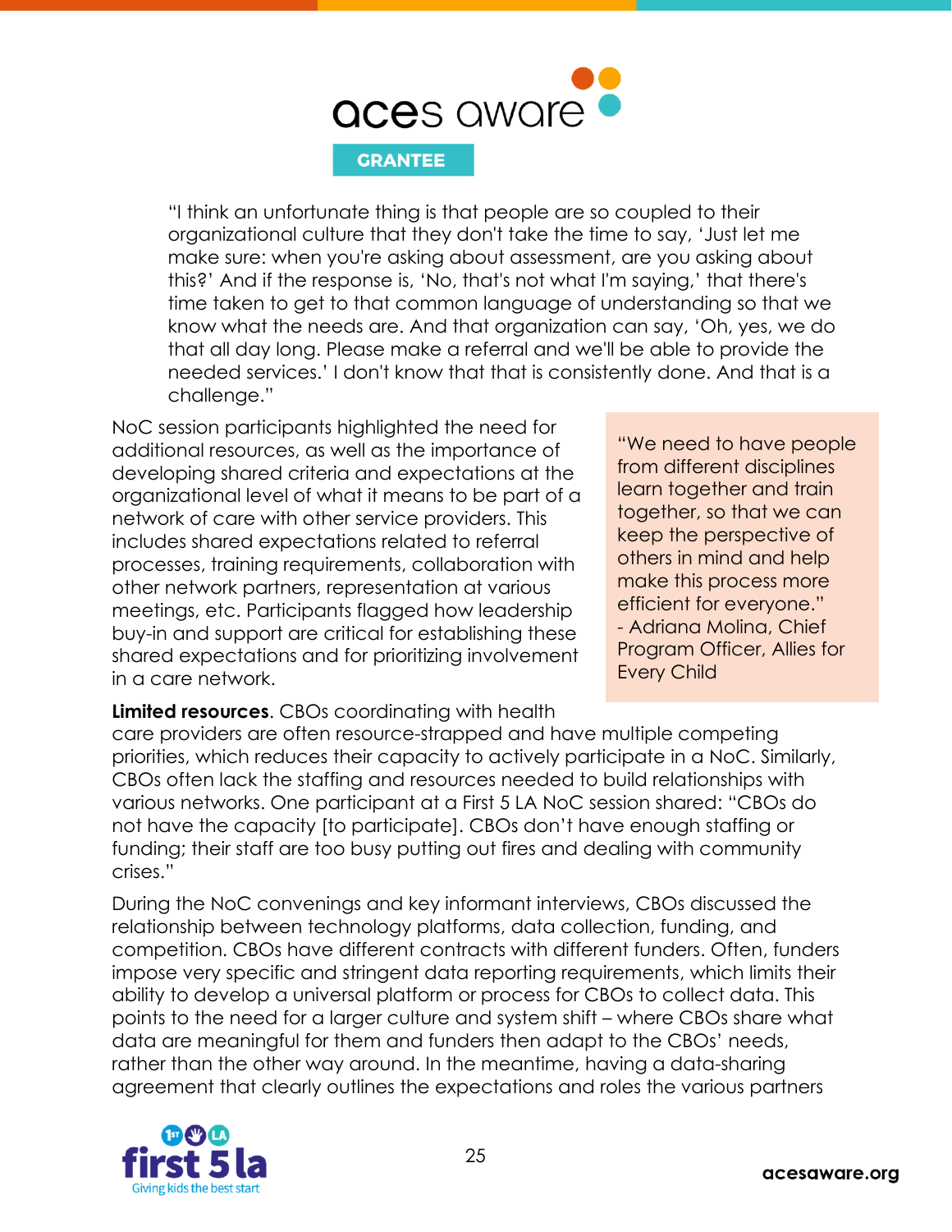"I think an unfortunate thing is that people are so coupled to their organizational culture that they don't take the time to say, 'Just let me make sure: when you're asking about assessment, are you asking about this?' And if the response is, 'No, that's not what I'm saying,' that there's time taken to get to that common language of understanding so that we know what the needs are. And that organization can say, 'Oh, yes, we do that all day long. Please make a referral and we'll be able to provide the needed services.' I don't know that that is consistently done. And that is a challenge."

NoC session participants highlighted the need for additional resources, as well as the importance of developing shared criteria and expectations at the organizational level of what it means to be part of a network of care with other service providers. This includes shared expectations related to referral processes, training requirements, collaboration with other network partners, representation at various meetings, etc. Participants flagged how leadership buy-in and support are critical for establishing these shared expectations and for prioritizing involvement in a care network.

> "We need to have people from different disciplines learn together and train together, so that we can keep the perspective of others in mind and help make this process more efficient for everyone."
> - Adriana Molina, Chief Program Officer, Allies for Every Child

**Limited resources**. CBOs coordinating with health care providers are often resource-strapped and have multiple competing priorities, which reduces their capacity to actively participate in a NoC. Similarly, CBOs often lack the staffing and resources needed to build relationships with various networks. One participant at a First 5 LA NoC session shared: "CBOs do not have the capacity [to participate]. CBOs don't have enough staffing or funding; their staff are too busy putting out fires and dealing with community crises."

During the NoC convenings and key informant interviews, CBOs discussed the relationship between technology platforms, data collection, funding, and competition. CBOs have different contracts with different funders. Often, funders impose very specific and stringent data reporting requirements, which limits their ability to develop a universal platform or process for CBOs to collect data. This points to the need for a larger culture and system shift – where CBOs share what data are meaningful for them and funders then adapt to the CBOs' needs, rather than the other way around. In the meantime, having a data-sharing agreement that clearly outlines the expectations and roles the various partners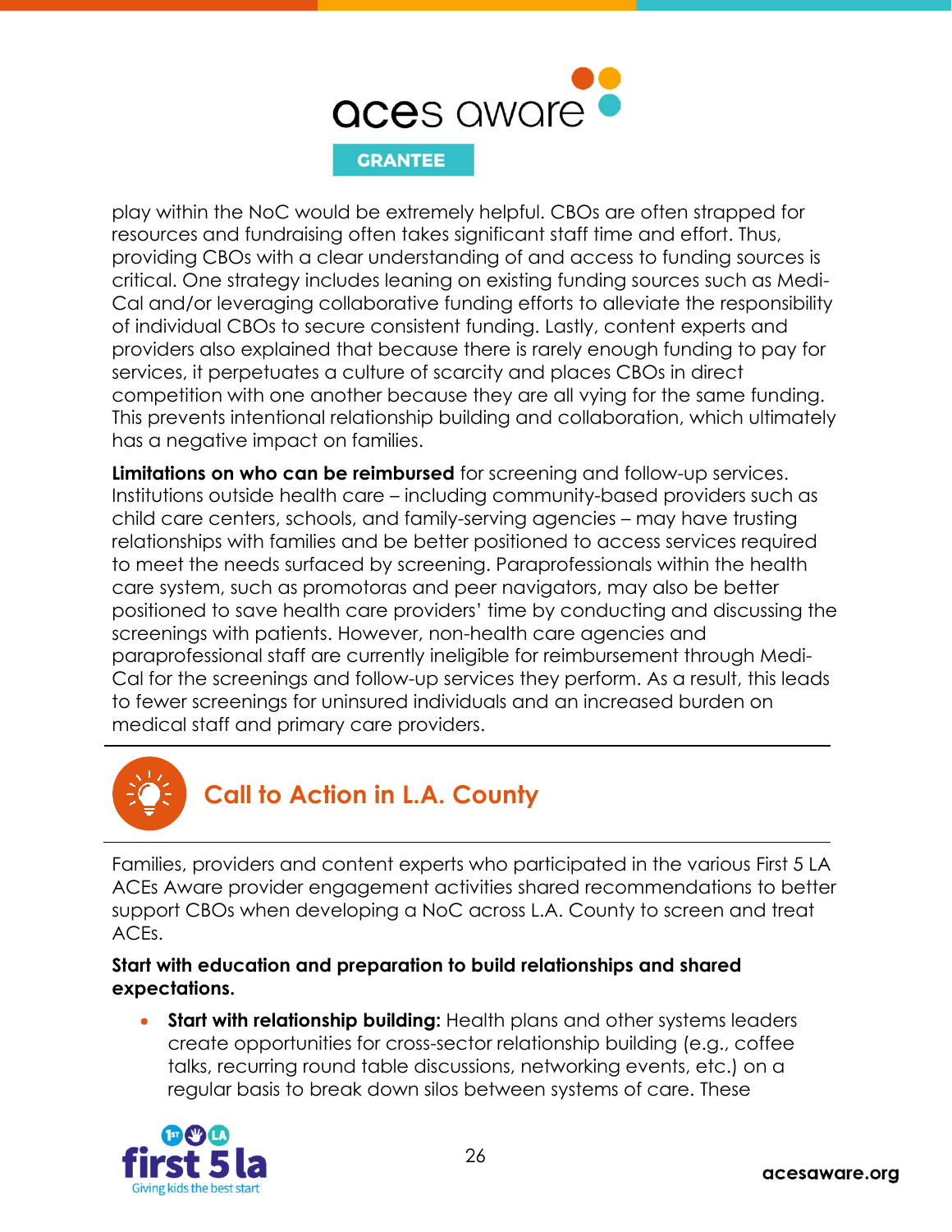play within the NoC would be extremely helpful. CBOs are often strapped for resources and fundraising often takes significant staff time and effort. Thus, providing CBOs with a clear understanding of and access to funding sources is critical. One strategy includes leaning on existing funding sources such as Medi-Cal and/or leveraging collaborative funding efforts to alleviate the responsibility of individual CBOs to secure consistent funding. Lastly, content experts and providers also explained that because there is rarely enough funding to pay for services, it perpetuates a culture of scarcity and places CBOs in direct competition with one another because they are all vying for the same funding. This prevents intentional relationship building and collaboration, which ultimately has a negative impact on families.

**Limitations on who can be reimbursed** for screening and follow-up services. Institutions outside health care – including community-based providers such as child care centers, schools, and family-serving agencies – may have trusting relationships with families and be better positioned to access services required to meet the needs surfaced by screening. Paraprofessionals within the health care system, such as promotoras and peer navigators, may also be better positioned to save health care providers' time by conducting and discussing the screenings with patients. However, non-health care agencies and paraprofessional staff are currently ineligible for reimbursement through Medi-Cal for the screenings and follow-up services they perform. As a result, this leads to fewer screenings for uninsured individuals and an increased burden on medical staff and primary care providers.

## Call to Action in L.A. County

Families, providers and content experts who participated in the various First 5 LA ACEs Aware provider engagement activities shared recommendations to better support CBOs when developing a NoC across L.A. County to screen and treat ACEs.

**Start with education and preparation to build relationships and shared expectations.**

- **Start with relationship building:** Health plans and other systems leaders create opportunities for cross-sector relationship building (e.g., coffee talks, recurring round table discussions, networking events, etc.) on a regular basis to break down silos between systems of care. These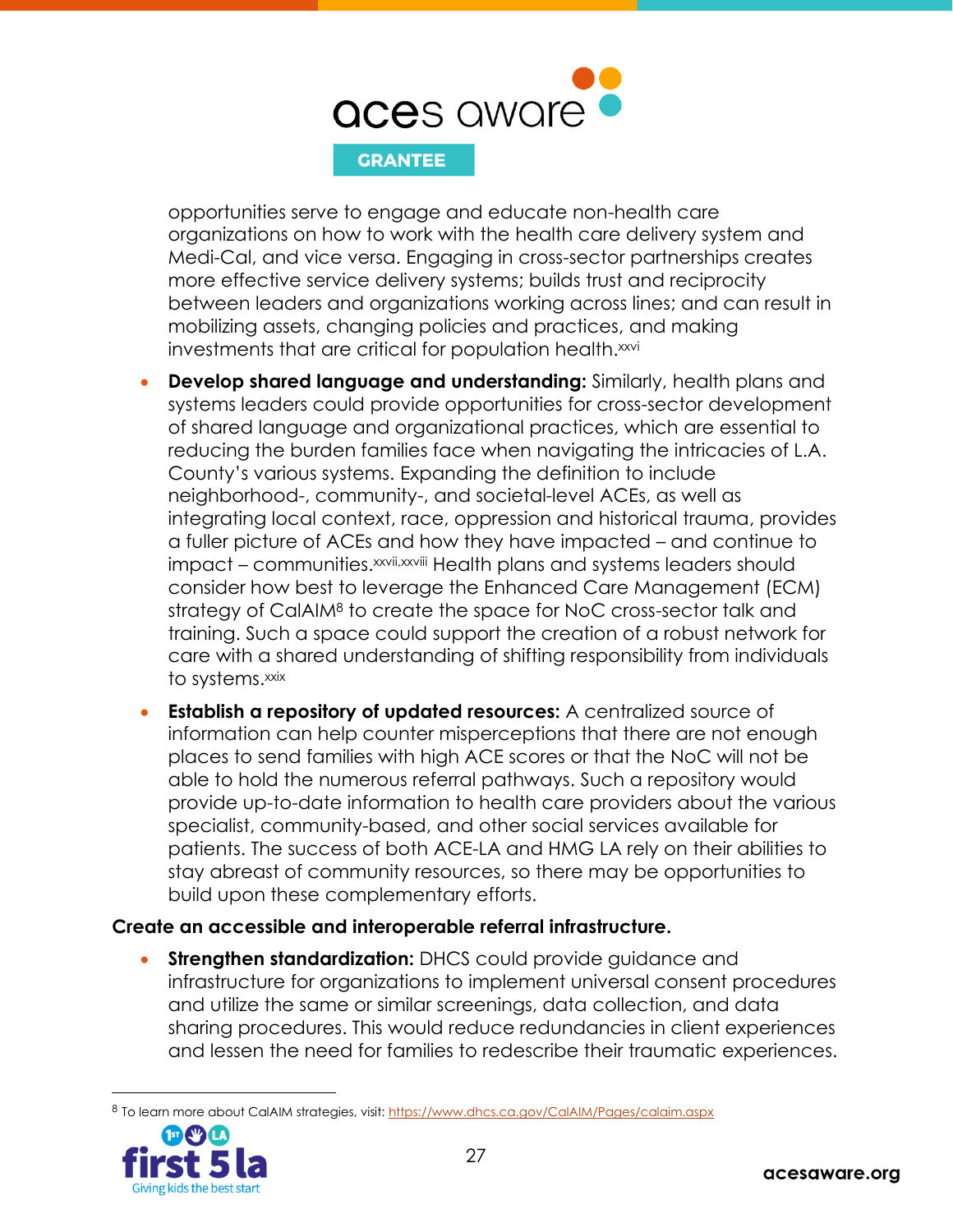opportunities serve to engage and educate non-health care organizations on how to work with the health care delivery system and Medi-Cal, and vice versa. Engaging in cross-sector partnerships creates more effective service delivery systems; builds trust and reciprocity between leaders and organizations working across lines; and can result in mobilizing assets, changing policies and practices, and making investments that are critical for population health.[xxvi]

- **Develop shared language and understanding:** Similarly, health plans and systems leaders could provide opportunities for cross-sector development of shared language and organizational practices, which are essential to reducing the burden families face when navigating the intricacies of L.A. County's various systems. Expanding the definition to include neighborhood-, community-, and societal-level ACEs, as well as integrating local context, race, oppression and historical trauma, provides a fuller picture of ACEs and how they have impacted – and continue to impact – communities.[xxvii,xxviii] Health plans and systems leaders should consider how best to leverage the Enhanced Care Management (ECM) strategy of CalAIM[8] to create the space for NoC cross-sector talk and training. Such a space could support the creation of a robust network for care with a shared understanding of shifting responsibility from individuals to systems.[xxix]
- **Establish a repository of updated resources:** A centralized source of information can help counter misperceptions that there are not enough places to send families with high ACE scores or that the NoC will not be able to hold the numerous referral pathways. Such a repository would provide up-to-date information to health care providers about the various specialist, community-based, and other social services available for patients. The success of both ACE-LA and HMG LA rely on their abilities to stay abreast of community resources, so there may be opportunities to build upon these complementary efforts.

**Create an accessible and interoperable referral infrastructure.**

- **Strengthen standardization:** DHCS could provide guidance and infrastructure for organizations to implement universal consent procedures and utilize the same or similar screenings, data collection, and data sharing procedures. This would reduce redundancies in client experiences and lessen the need for families to redescribe their traumatic experiences.

[8] To learn more about CalAIM strategies, visit: https://www.dhcs.ca.gov/CalAIM/Pages/calaim.aspx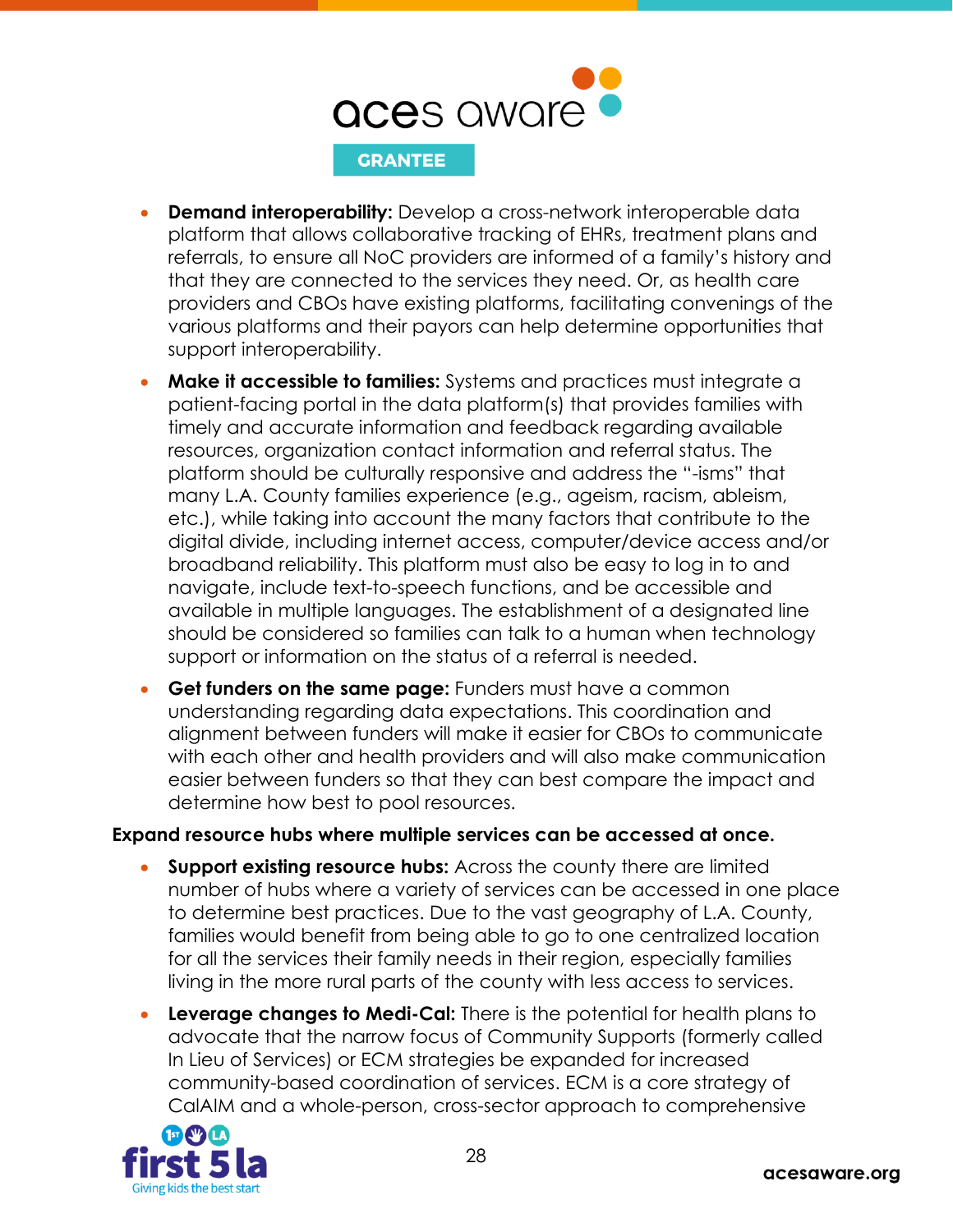- **Demand interoperability:** Develop a cross-network interoperable data platform that allows collaborative tracking of EHRs, treatment plans and referrals, to ensure all NoC providers are informed of a family's history and that they are connected to the services they need. Or, as health care providers and CBOs have existing platforms, facilitating convenings of the various platforms and their payors can help determine opportunities that support interoperability.
- **Make it accessible to families:** Systems and practices must integrate a patient-facing portal in the data platform(s) that provides families with timely and accurate information and feedback regarding available resources, organization contact information and referral status. The platform should be culturally responsive and address the "-isms" that many L.A. County families experience (e.g., ageism, racism, ableism, etc.), while taking into account the many factors that contribute to the digital divide, including internet access, computer/device access and/or broadband reliability. This platform must also be easy to log in to and navigate, include text-to-speech functions, and be accessible and available in multiple languages. The establishment of a designated line should be considered so families can talk to a human when technology support or information on the status of a referral is needed.
- **Get funders on the same page:** Funders must have a common understanding regarding data expectations. This coordination and alignment between funders will make it easier for CBOs to communicate with each other and health providers and will also make communication easier between funders so that they can best compare the impact and determine how best to pool resources.

**Expand resource hubs where multiple services can be accessed at once.**

- **Support existing resource hubs:** Across the county there are limited number of hubs where a variety of services can be accessed in one place to determine best practices. Due to the vast geography of L.A. County, families would benefit from being able to go to one centralized location for all the services their family needs in their region, especially families living in the more rural parts of the county with less access to services.
- **Leverage changes to Medi-Cal:** There is the potential for health plans to advocate that the narrow focus of Community Supports (formerly called In Lieu of Services) or ECM strategies be expanded for increased community-based coordination of services. ECM is a core strategy of CalAIM and a whole-person, cross-sector approach to comprehensive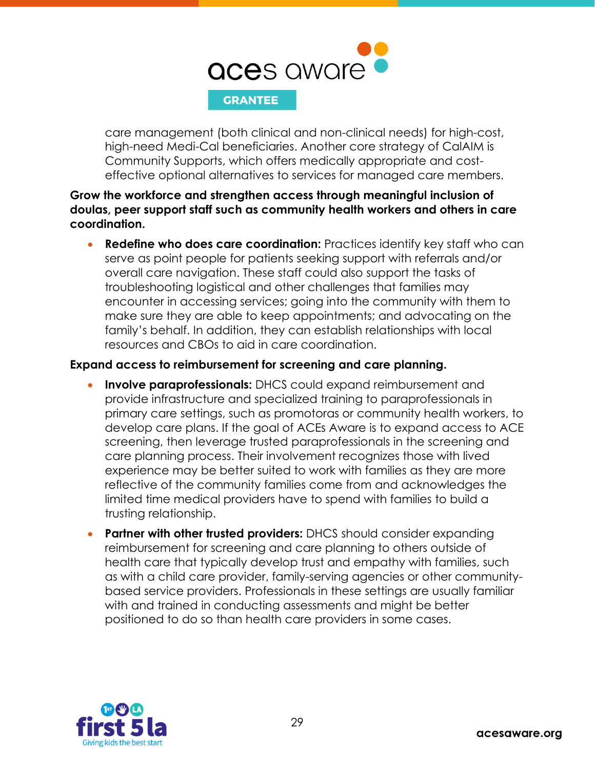care management (both clinical and non-clinical needs) for high-cost, high-need Medi-Cal beneficiaries. Another core strategy of CalAIM is Community Supports, which offers medically appropriate and cost-effective optional alternatives to services for managed care members.

**Grow the workforce and strengthen access through meaningful inclusion of doulas, peer support staff such as community health workers and others in care coordination.**

- **Redefine who does care coordination:** Practices identify key staff who can serve as point people for patients seeking support with referrals and/or overall care navigation. These staff could also support the tasks of troubleshooting logistical and other challenges that families may encounter in accessing services; going into the community with them to make sure they are able to keep appointments; and advocating on the family's behalf. In addition, they can establish relationships with local resources and CBOs to aid in care coordination.

**Expand access to reimbursement for screening and care planning.**

- **Involve paraprofessionals:** DHCS could expand reimbursement and provide infrastructure and specialized training to paraprofessionals in primary care settings, such as promotoras or community health workers, to develop care plans. If the goal of ACEs Aware is to expand access to ACE screening, then leverage trusted paraprofessionals in the screening and care planning process. Their involvement recognizes those with lived experience may be better suited to work with families as they are more reflective of the community families come from and acknowledges the limited time medical providers have to spend with families to build a trusting relationship.
- **Partner with other trusted providers:** DHCS should consider expanding reimbursement for screening and care planning to others outside of health care that typically develop trust and empathy with families, such as with a child care provider, family-serving agencies or other community-based service providers. Professionals in these settings are usually familiar with and trained in conducting assessments and might be better positioned to do so than health care providers in some cases.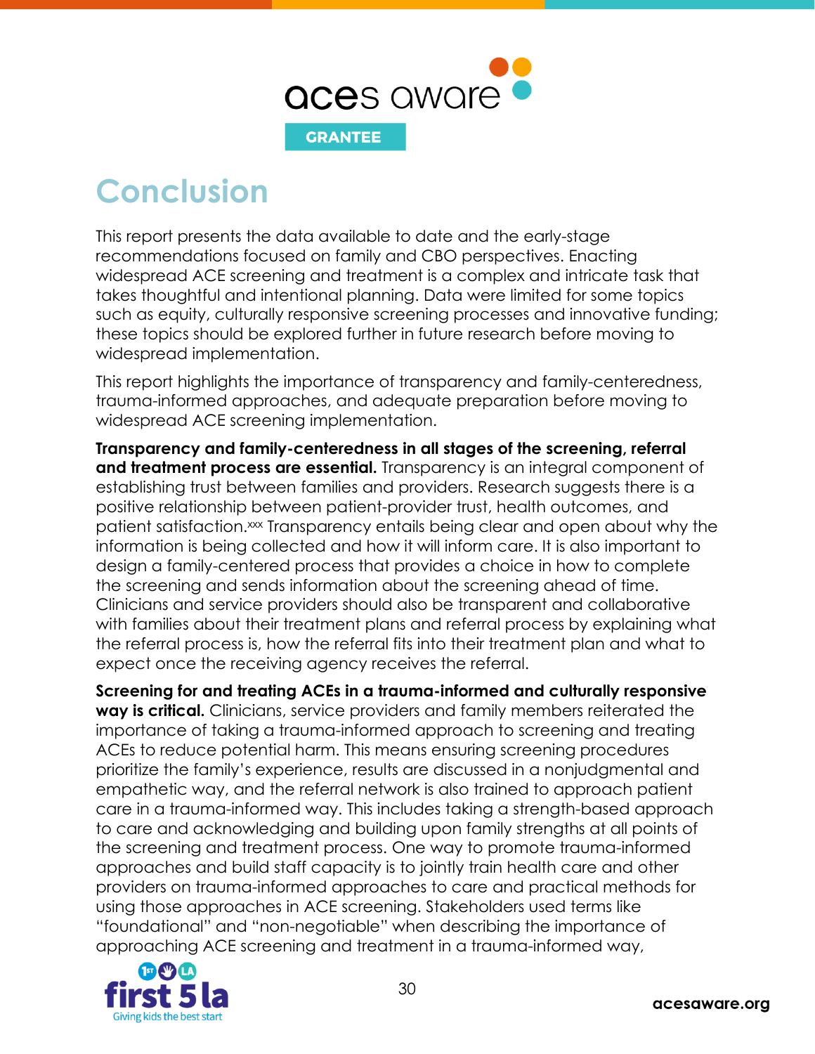# Conclusion

This report presents the data available to date and the early-stage recommendations focused on family and CBO perspectives. Enacting widespread ACE screening and treatment is a complex and intricate task that takes thoughtful and intentional planning. Data were limited for some topics such as equity, culturally responsive screening processes and innovative funding; these topics should be explored further in future research before moving to widespread implementation.

This report highlights the importance of transparency and family-centeredness, trauma-informed approaches, and adequate preparation before moving to widespread ACE screening implementation.

**Transparency and family-centeredness in all stages of the screening, referral and treatment process are essential.** Transparency is an integral component of establishing trust between families and providers. Research suggests there is a positive relationship between patient-provider trust, health outcomes, and patient satisfaction.[xxx] Transparency entails being clear and open about why the information is being collected and how it will inform care. It is also important to design a family-centered process that provides a choice in how to complete the screening and sends information about the screening ahead of time. Clinicians and service providers should also be transparent and collaborative with families about their treatment plans and referral process by explaining what the referral process is, how the referral fits into their treatment plan and what to expect once the receiving agency receives the referral.

**Screening for and treating ACEs in a trauma-informed and culturally responsive way is critical.** Clinicians, service providers and family members reiterated the importance of taking a trauma-informed approach to screening and treating ACEs to reduce potential harm. This means ensuring screening procedures prioritize the family's experience, results are discussed in a nonjudgmental and empathetic way, and the referral network is also trained to approach patient care in a trauma-informed way. This includes taking a strength-based approach to care and acknowledging and building upon family strengths at all points of the screening and treatment process. One way to promote trauma-informed approaches and build staff capacity is to jointly train health care and other providers on trauma-informed approaches to care and practical methods for using those approaches in ACE screening. Stakeholders used terms like "foundational" and "non-negotiable" when describing the importance of approaching ACE screening and treatment in a trauma-informed way,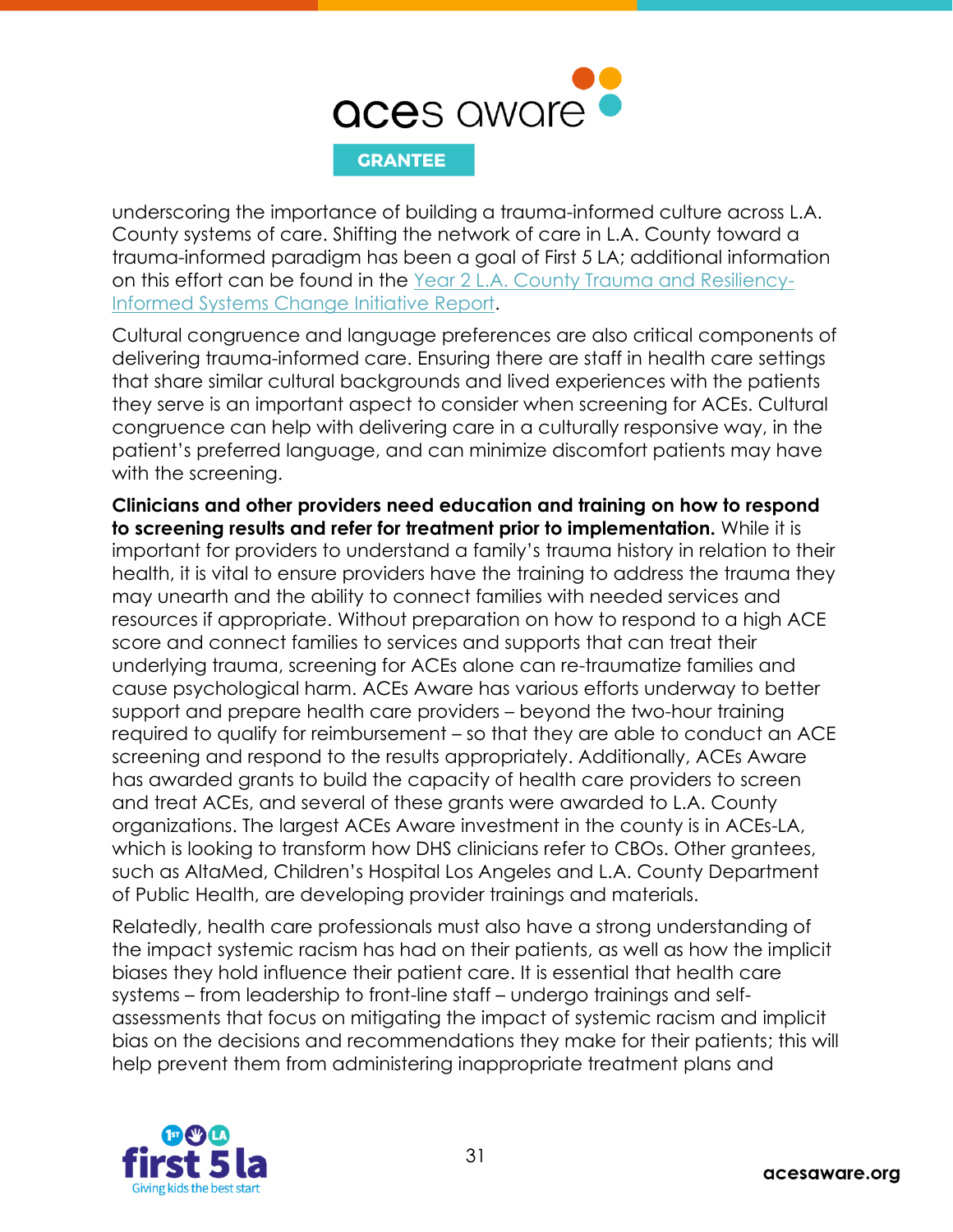underscoring the importance of building a trauma-informed culture across L.A. County systems of care. Shifting the network of care in L.A. County toward a trauma-informed paradigm has been a goal of First 5 LA; additional information on this effort can be found in the Year 2 L.A. County Trauma and Resiliency-Informed Systems Change Initiative Report.

Cultural congruence and language preferences are also critical components of delivering trauma-informed care. Ensuring there are staff in health care settings that share similar cultural backgrounds and lived experiences with the patients they serve is an important aspect to consider when screening for ACEs. Cultural congruence can help with delivering care in a culturally responsive way, in the patient's preferred language, and can minimize discomfort patients may have with the screening.

**Clinicians and other providers need education and training on how to respond to screening results and refer for treatment prior to implementation.** While it is important for providers to understand a family's trauma history in relation to their health, it is vital to ensure providers have the training to address the trauma they may unearth and the ability to connect families with needed services and resources if appropriate. Without preparation on how to respond to a high ACE score and connect families to services and supports that can treat their underlying trauma, screening for ACEs alone can re-traumatize families and cause psychological harm. ACEs Aware has various efforts underway to better support and prepare health care providers – beyond the two-hour training required to qualify for reimbursement – so that they are able to conduct an ACE screening and respond to the results appropriately. Additionally, ACEs Aware has awarded grants to build the capacity of health care providers to screen and treat ACEs, and several of these grants were awarded to L.A. County organizations. The largest ACEs Aware investment in the county is in ACEs-LA, which is looking to transform how DHS clinicians refer to CBOs. Other grantees, such as AltaMed, Children's Hospital Los Angeles and L.A. County Department of Public Health, are developing provider trainings and materials.

Relatedly, health care professionals must also have a strong understanding of the impact systemic racism has had on their patients, as well as how the implicit biases they hold influence their patient care. It is essential that health care systems – from leadership to front-line staff – undergo trainings and self-assessments that focus on mitigating the impact of systemic racism and implicit bias on the decisions and recommendations they make for their patients; this will help prevent them from administering inappropriate treatment plans and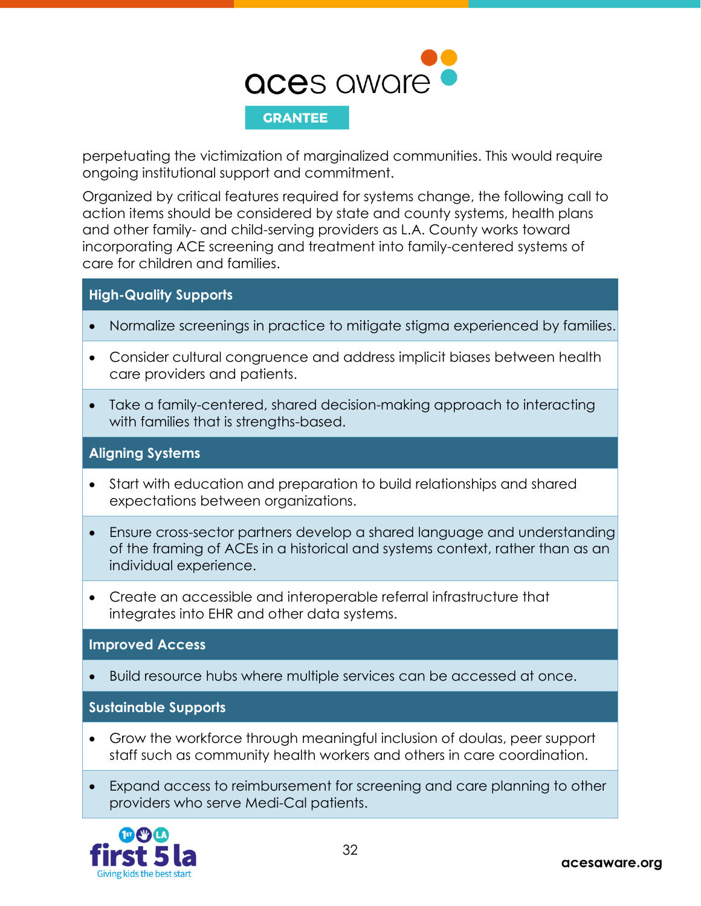perpetuating the victimization of marginalized communities. This would require ongoing institutional support and commitment.

Organized by critical features required for systems change, the following call to action items should be considered by state and county systems, health plans and other family- and child-serving providers as L.A. County works toward incorporating ACE screening and treatment into family-centered systems of care for children and families.

| **High-Quality Supports** |
| --- |
| • Normalize screenings in practice to mitigate stigma experienced by families. |
| • Consider cultural congruence and address implicit biases between health care providers and patients. |
| • Take a family-centered, shared decision-making approach to interacting with families that is strengths-based. |
| **Aligning Systems** |
| • Start with education and preparation to build relationships and shared expectations between organizations. |
| • Ensure cross-sector partners develop a shared language and understanding of the framing of ACEs in a historical and systems context, rather than as an individual experience. |
| • Create an accessible and interoperable referral infrastructure that integrates into EHR and other data systems. |
| **Improved Access** |
| • Build resource hubs where multiple services can be accessed at once. |
| **Sustainable Supports** |
| • Grow the workforce through meaningful inclusion of doulas, peer support staff such as community health workers and others in care coordination. |
| • Expand access to reimbursement for screening and care planning to other providers who serve Medi-Cal patients. |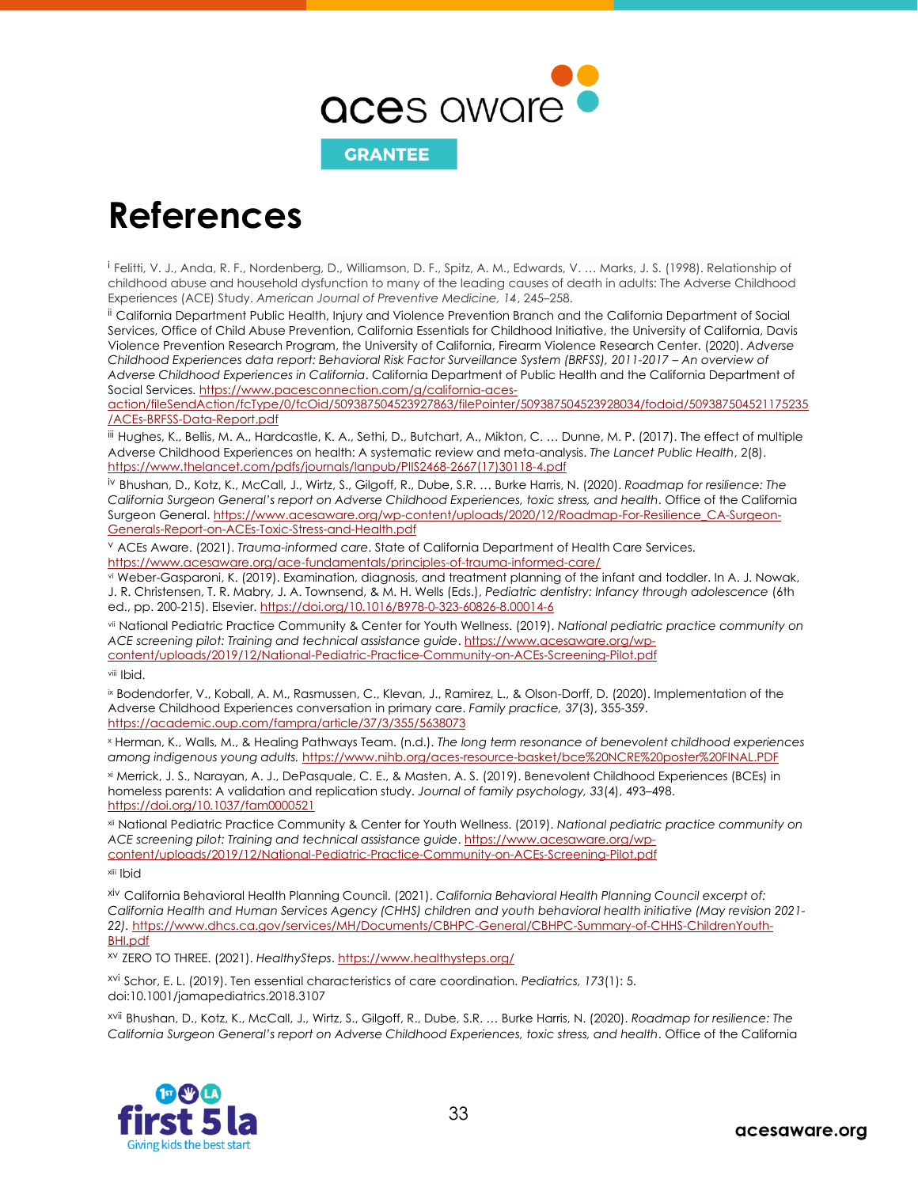# References

[i] Felitti, V. J., Anda, R. F., Nordenberg, D., Williamson, D. F., Spitz, A. M., Edwards, V. … Marks, J. S. (1998). Relationship of childhood abuse and household dysfunction to many of the leading causes of death in adults: The Adverse Childhood Experiences (ACE) Study. *American Journal of Preventive Medicine, 14*, 245–258.

[ii] California Department Public Health, Injury and Violence Prevention Branch and the California Department of Social Services, Office of Child Abuse Prevention, California Essentials for Childhood Initiative, the University of California, Davis Violence Prevention Research Program, the University of California, Firearm Violence Research Center. (2020). *Adverse Childhood Experiences data report: Behavioral Risk Factor Surveillance System (BRFSS), 2011-2017 – An overview of Adverse Childhood Experiences in California*. California Department of Public Health and the California Department of Social Services. https://www.pacesconnection.com/g/california-aces-action/fileSendAction/fcType/0/fcOid/509387504523927863/filePointer/509387504523928034/fodoid/509387504521175235/ACEs-BRFSS-Data-Report.pdf

[iii] Hughes, K., Bellis, M. A., Hardcastle, K. A., Sethi, D., Butchart, A., Mikton, C. … Dunne, M. P. (2017). The effect of multiple Adverse Childhood Experiences on health: A systematic review and meta-analysis. *The Lancet Public Health*, 2(8). https://www.thelancet.com/pdfs/journals/lanpub/PIIS2468-2667(17)30118-4.pdf

[iv] Bhushan, D., Kotz, K., McCall, J., Wirtz, S., Gilgoff, R., Dube, S.R. … Burke Harris, N. (2020). *Roadmap for resilience: The California Surgeon General's report on Adverse Childhood Experiences, toxic stress, and health*. Office of the California Surgeon General. https://www.acesaware.org/wp-content/uploads/2020/12/Roadmap-For-Resilience_CA-Surgeon-Generals-Report-on-ACEs-Toxic-Stress-and-Health.pdf

[v] ACEs Aware. (2021). *Trauma-informed care*. State of California Department of Health Care Services. https://www.acesaware.org/ace-fundamentals/principles-of-trauma-informed-care/

[vi] Weber-Gasparoni, K. (2019). Examination, diagnosis, and treatment planning of the infant and toddler. In A. J. Nowak, J. R. Christensen, T. R. Mabry, J. A. Townsend, & M. H. Wells (Eds.), *Pediatric dentistry: Infancy through adolescence* (6th ed., pp. 200-215). Elsevier. https://doi.org/10.1016/B978-0-323-60826-8.00014-6

[vii] National Pediatric Practice Community & Center for Youth Wellness. (2019). *National pediatric practice community on ACE screening pilot: Training and technical assistance guide*. https://www.acesaware.org/wp-content/uploads/2019/12/National-Pediatric-Practice-Community-on-ACEs-Screening-Pilot.pdf

[viii] Ibid.

[ix] Bodendorfer, V., Koball, A. M., Rasmussen, C., Klevan, J., Ramirez, L., & Olson-Dorff, D. (2020). Implementation of the Adverse Childhood Experiences conversation in primary care. *Family practice, 37*(3), 355-359. https://academic.oup.com/fampra/article/37/3/355/5638073

[x] Herman, K., Walls, M., & Healing Pathways Team. (n.d.). *The long term resonance of benevolent childhood experiences among indigenous young adults.* https://www.nihb.org/aces-resource-basket/bce%20NCRE%20poster%20FINAL.PDF

[xi] Merrick, J. S., Narayan, A. J., DePasquale, C. E., & Masten, A. S. (2019). Benevolent Childhood Experiences (BCEs) in homeless parents: A validation and replication study. *Journal of family psychology, 33*(4), 493–498. https://doi.org/10.1037/fam0000521

[xii] National Pediatric Practice Community & Center for Youth Wellness. (2019). *National pediatric practice community on ACE screening pilot: Training and technical assistance guide*. https://www.acesaware.org/wp-content/uploads/2019/12/National-Pediatric-Practice-Community-on-ACEs-Screening-Pilot.pdf

[xiii] Ibid

[xiv] California Behavioral Health Planning Council. (2021). *California Behavioral Health Planning Council excerpt of: California Health and Human Services Agency (CHHS) children and youth behavioral health initiative (May revision 2021-22)*. https://www.dhcs.ca.gov/services/MH/Documents/CBHPC-General/CBHPC-Summary-of-CHHS-ChildrenYouth-BHI.pdf

[xv] ZERO TO THREE. (2021). *HealthySteps*. https://www.healthysteps.org/

[xvi] Schor, E. L. (2019). Ten essential characteristics of care coordination. *Pediatrics, 173*(1): 5. doi:10.1001/jamapediatrics.2018.3107

[xvii] Bhushan, D., Kotz, K., McCall, J., Wirtz, S., Gilgoff, R., Dube, S.R. … Burke Harris, N. (2020). *Roadmap for resilience: The California Surgeon General's report on Adverse Childhood Experiences, toxic stress, and health*. Office of the California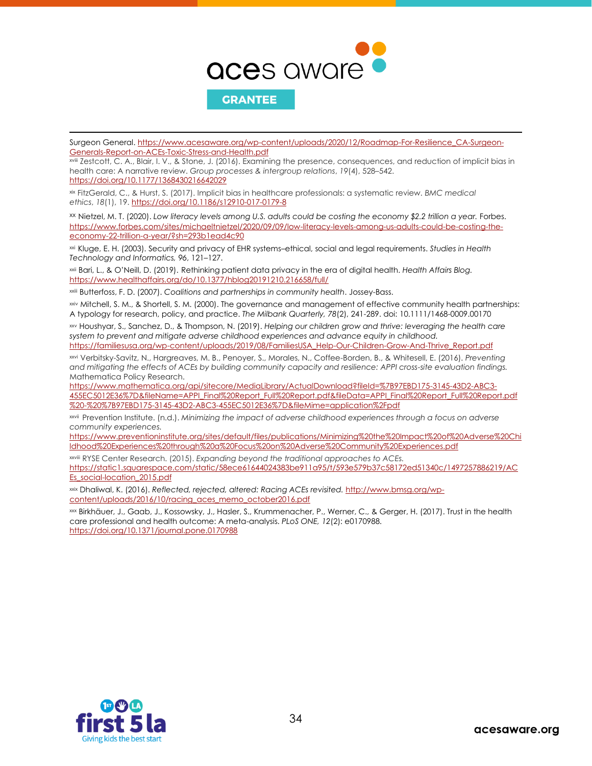Surgeon General. https://www.acesaware.org/wp-content/uploads/2020/12/Roadmap-For-Resilience_CA-Surgeon-Generals-Report-on-ACEs-Toxic-Stress-and-Health.pdf

[xviii] Zestcott, C. A., Blair, I. V., & Stone, J. (2016). Examining the presence, consequences, and reduction of implicit bias in health care: A narrative review. *Group processes & intergroup relations*, *19*(4), 528–542. https://doi.org/10.1177/1368430216642029

[xix] FitzGerald, C., & Hurst, S. (2017). Implicit bias in healthcare professionals: a systematic review. *BMC medical ethics*, *18*(1), 19. https://doi.org/10.1186/s12910-017-0179-8

[xx] Nietzel, M. T. (2020). *Low literacy levels among U.S. adults could be costing the economy $2.2 trillion a year.* Forbes. https://www.forbes.com/sites/michaeltnietzel/2020/09/09/low-literacy-levels-among-us-adults-could-be-costing-the-economy-22-trillion-a-year/?sh=293b1ead4c90

[xxi] Kluge, E. H. (2003). Security and privacy of EHR systems–ethical, social and legal requirements. *Studies in Health Technology and Informatics,* 96, 121–127.

[xxii] Bari, L., & O'Neill, D. (2019). Rethinking patient data privacy in the era of digital health. *Health Affairs Blog.* https://www.healthaffairs.org/do/10.1377/hblog20191210.216658/full/

[xxiii] Butterfoss, F. D. (2007). *Coalitions and partnerships in community health*. Jossey-Bass.

[xxiv] Mitchell, S. M., & Shortell, S. M. (2000). The governance and management of effective community health partnerships: A typology for research, policy, and practice. *The Milbank Quarterly, 78*(2), 241-289. doi: 10.1111/1468-0009.00170

[xxv] Houshyar, S., Sanchez, D., & Thompson, N. (2019). *Helping our children grow and thrive: leveraging the health care system to prevent and mitigate adverse childhood experiences and advance equity in childhood.* https://familiesusa.org/wp-content/uploads/2019/08/FamiliesUSA_Help-Our-Children-Grow-And-Thrive_Report.pdf

[xxvi] Verbitsky-Savitz, N., Hargreaves, M. B., Penoyer, S., Morales, N., Coffee-Borden, B., & Whitesell, E. (2016). *Preventing and mitigating the effects of ACEs by building community capacity and resilience: APPI cross-site evaluation findings.* Mathematica Policy Research. https://www.mathematica.org/api/sitecore/MediaLibrary/ActualDownload?fileId=%7B97EBD175-3145-43D2-ABC3-455EC5012E36%7D&fileName=APPI_Final%20Report_Full%20Report.pdf&fileData=APPI_Final%20Report_Full%20Report.pdf%20-%20%7B97EBD175-3145-43D2-ABC3-455EC5012E36%7D&fileMime=application%2Fpdf

[xxvii] Prevention Institute. (n.d.). *Minimizing the impact of adverse childhood experiences through a focus on adverse community experiences.* https://www.preventioninstitute.org/sites/default/files/publications/Minimizing%20the%20Impact%20of%20Adverse%20Childhood%20Experiences%20through%20a%20Focus%20on%20Adverse%20Community%20Experiences.pdf

[xxviii] RYSE Center Research. (2015). *Expanding beyond the traditional approaches to ACEs.* https://static1.squarespace.com/static/58ece61644024383be911a95/t/593e579b37c58172ed51340c/1497257886219/ACEs_social-location_2015.pdf

[xxix] Dhaliwal, K. (2016). *Reflected, rejected, altered: Racing ACEs revisited.* http://www.bmsg.org/wp-content/uploads/2016/10/racing_aces_memo_october2016.pdf

[xxx] Birkhäuer, J., Gaab, J., Kossowsky, J., Hasler, S., Krummenacher, P., Werner, C., & Gerger, H. (2017). Trust in the health care professional and health outcome: A meta-analysis. *PLoS ONE, 12*(2): e0170988. https://doi.org/10.1371/journal.pone.0170988